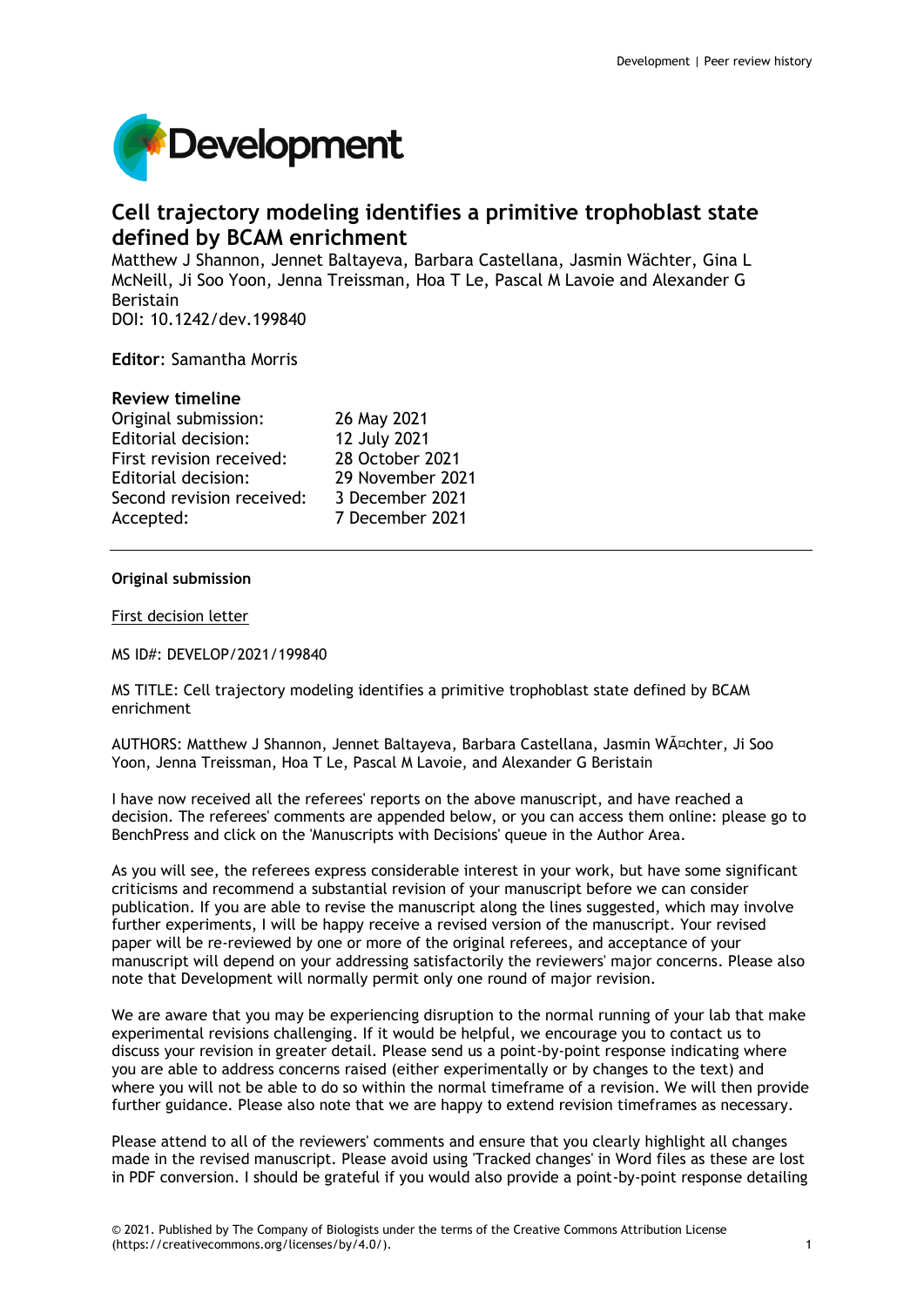# Cell trajectory modeling identifies a primitive trophoblast state defined by BCAM enrichment

Matthew J Shannon, Jennet Baltayeva, Barbara Castellana, Jasmin Wächter, Gina L McNeill, Ji Soo Yoon, Jenna Treissman, Hoa T Le, Pascal M Lavoie and Alexander G Beristain

DOI: 10.1242/dev.199840

**Editor**: Samantha Morris

## Review timeline

| | |
|---|---|
| Original submission: | 26 May 2021 |
| Editorial decision: | 12 July 2021 |
| First revision received: | 28 October 2021 |
| Editorial decision: | 29 November 2021 |
| Second revision received: | 3 December 2021 |
| Accepted: | 7 December 2021 |

---

### Original submission

First decision letter

MS ID#: DEVELOP/2021/199840

MS TITLE: Cell trajectory modeling identifies a primitive trophoblast state defined by BCAM enrichment

AUTHORS: Matthew J Shannon, Jennet Baltayeva, Barbara Castellana, Jasmin WÃ¤chter, Ji Soo Yoon, Jenna Treissman, Hoa T Le, Pascal M Lavoie, and Alexander G Beristain

I have now received all the referees' reports on the above manuscript, and have reached a decision. The referees' comments are appended below, or you can access them online: please go to BenchPress and click on the 'Manuscripts with Decisions' queue in the Author Area.

As you will see, the referees express considerable interest in your work, but have some significant criticisms and recommend a substantial revision of your manuscript before we can consider publication. If you are able to revise the manuscript along the lines suggested, which may involve further experiments, I will be happy receive a revised version of the manuscript. Your revised paper will be re-reviewed by one or more of the original referees, and acceptance of your manuscript will depend on your addressing satisfactorily the reviewers' major concerns. Please also note that Development will normally permit only one round of major revision.

We are aware that you may be experiencing disruption to the normal running of your lab that make experimental revisions challenging. If it would be helpful, we encourage you to contact us to discuss your revision in greater detail. Please send us a point-by-point response indicating where you are able to address concerns raised (either experimentally or by changes to the text) and where you will not be able to do so within the normal timeframe of a revision. We will then provide further guidance. Please also note that we are happy to extend revision timeframes as necessary.

Please attend to all of the reviewers' comments and ensure that you clearly highlight all changes made in the revised manuscript. Please avoid using 'Tracked changes' in Word files as these are lost in PDF conversion. I should be grateful if you would also provide a point-by-point response detailing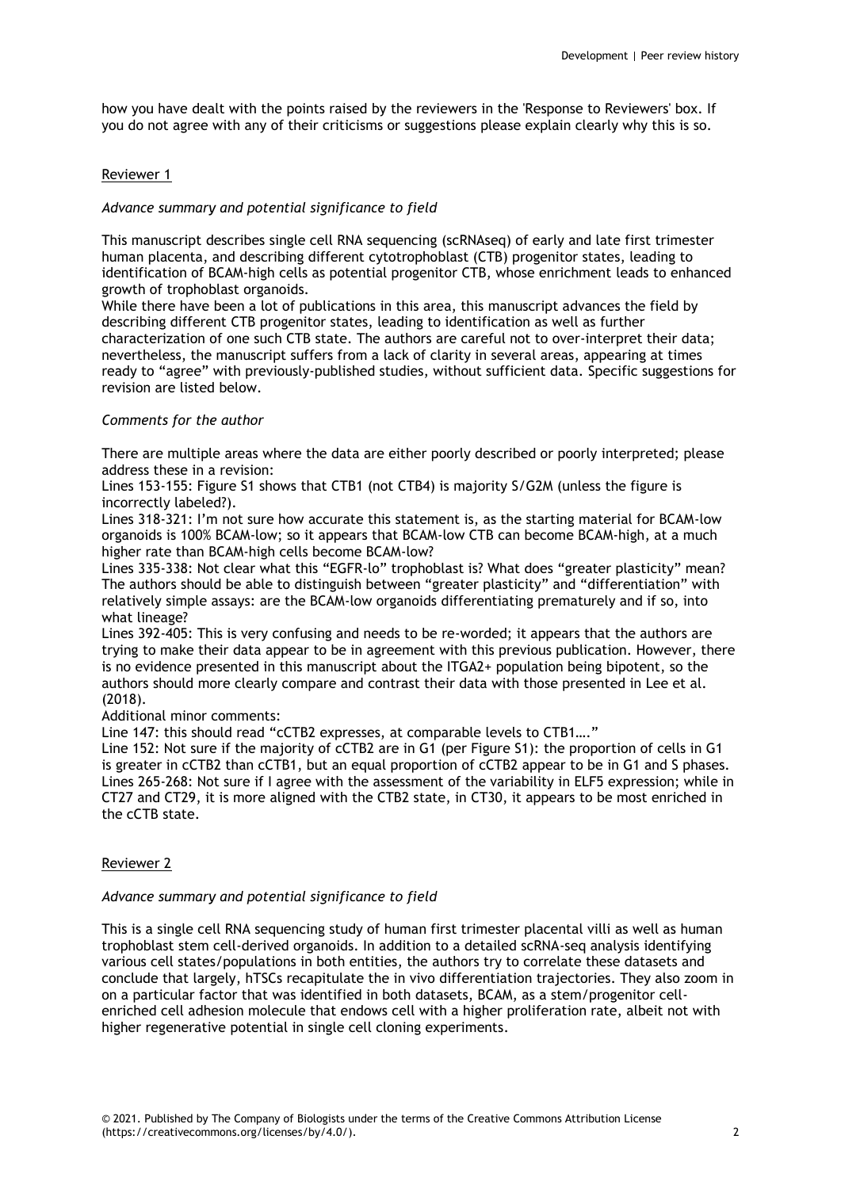how you have dealt with the points raised by the reviewers in the 'Response to Reviewers' box. If you do not agree with any of their criticisms or suggestions please explain clearly why this is so.

Reviewer 1

*Advance summary and potential significance to field*

This manuscript describes single cell RNA sequencing (scRNAseq) of early and late first trimester human placenta, and describing different cytotrophoblast (CTB) progenitor states, leading to identification of BCAM-high cells as potential progenitor CTB, whose enrichment leads to enhanced growth of trophoblast organoids.

While there have been a lot of publications in this area, this manuscript advances the field by describing different CTB progenitor states, leading to identification as well as further characterization of one such CTB state. The authors are careful not to over-interpret their data; nevertheless, the manuscript suffers from a lack of clarity in several areas, appearing at times ready to "agree" with previously-published studies, without sufficient data. Specific suggestions for revision are listed below.

*Comments for the author*

There are multiple areas where the data are either poorly described or poorly interpreted; please address these in a revision:

Lines 153-155: Figure S1 shows that CTB1 (not CTB4) is majority S/G2M (unless the figure is incorrectly labeled?).

Lines 318-321: I'm not sure how accurate this statement is, as the starting material for BCAM-low organoids is 100% BCAM-low; so it appears that BCAM-low CTB can become BCAM-high, at a much higher rate than BCAM-high cells become BCAM-low?

Lines 335-338: Not clear what this "EGFR-lo" trophoblast is? What does "greater plasticity" mean? The authors should be able to distinguish between "greater plasticity" and "differentiation" with relatively simple assays: are the BCAM-low organoids differentiating prematurely and if so, into what lineage?

Lines 392-405: This is very confusing and needs to be re-worded; it appears that the authors are trying to make their data appear to be in agreement with this previous publication. However, there is no evidence presented in this manuscript about the ITGA2+ population being bipotent, so the authors should more clearly compare and contrast their data with those presented in Lee et al. (2018).

Additional minor comments:

Line 147: this should read "cCTB2 expresses, at comparable levels to CTB1…."

Line 152: Not sure if the majority of cCTB2 are in G1 (per Figure S1): the proportion of cells in G1 is greater in cCTB2 than cCTB1, but an equal proportion of cCTB2 appear to be in G1 and S phases.

Lines 265-268: Not sure if I agree with the assessment of the variability in ELF5 expression; while in CT27 and CT29, it is more aligned with the CTB2 state, in CT30, it appears to be most enriched in the cCTB state.

Reviewer 2

*Advance summary and potential significance to field*

This is a single cell RNA sequencing study of human first trimester placental villi as well as human trophoblast stem cell-derived organoids. In addition to a detailed scRNA-seq analysis identifying various cell states/populations in both entities, the authors try to correlate these datasets and conclude that largely, hTSCs recapitulate the in vivo differentiation trajectories. They also zoom in on a particular factor that was identified in both datasets, BCAM, as a stem/progenitor cell-enriched cell adhesion molecule that endows cell with a higher proliferation rate, albeit not with higher regenerative potential in single cell cloning experiments.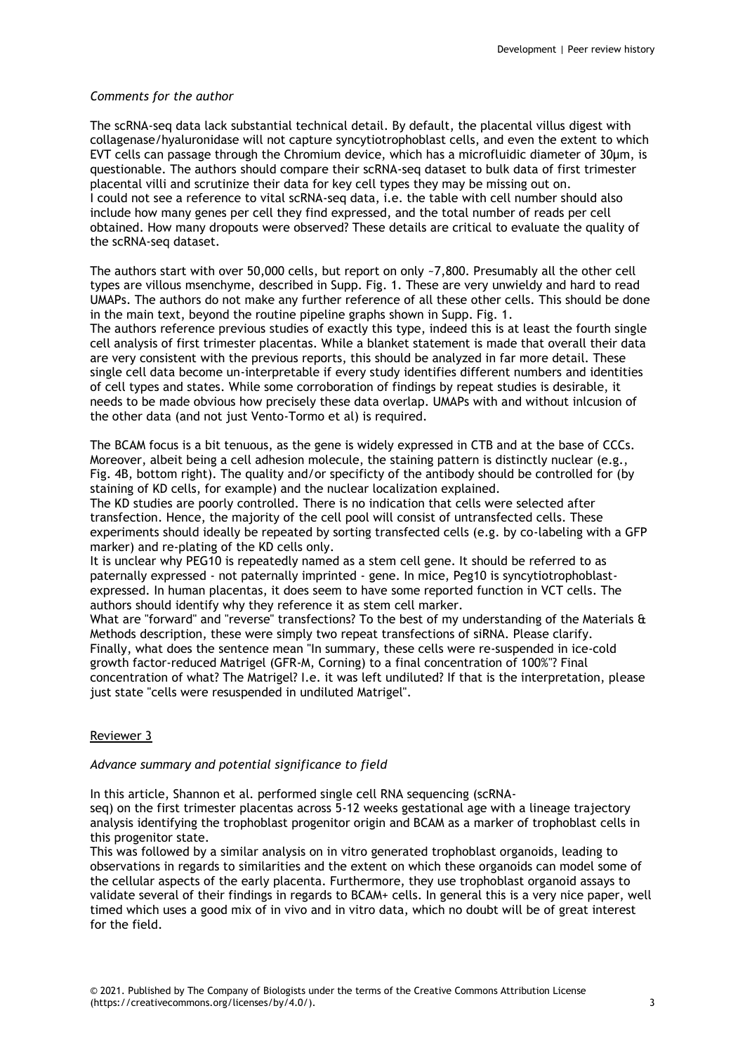*Comments for the author*

The scRNA-seq data lack substantial technical detail. By default, the placental villus digest with collagenase/hyaluronidase will not capture syncytiotrophoblast cells, and even the extent to which EVT cells can passage through the Chromium device, which has a microfluidic diameter of 30µm, is questionable. The authors should compare their scRNA-seq dataset to bulk data of first trimester placental villi and scrutinize their data for key cell types they may be missing out on.
I could not see a reference to vital scRNA-seq data, i.e. the table with cell number should also include how many genes per cell they find expressed, and the total number of reads per cell obtained. How many dropouts were observed? These details are critical to evaluate the quality of the scRNA-seq dataset.

The authors start with over 50,000 cells, but report on only ~7,800. Presumably all the other cell types are villous msenchyme, described in Supp. Fig. 1. These are very unwieldy and hard to read UMAPs. The authors do not make any further reference of all these other cells. This should be done in the main text, beyond the routine pipeline graphs shown in Supp. Fig. 1.
The authors reference previous studies of exactly this type, indeed this is at least the fourth single cell analysis of first trimester placentas. While a blanket statement is made that overall their data are very consistent with the previous reports, this should be analyzed in far more detail. These single cell data become un-interpretable if every study identifies different numbers and identities of cell types and states. While some corroboration of findings by repeat studies is desirable, it needs to be made obvious how precisely these data overlap. UMAPs with and without inlcusion of the other data (and not just Vento-Tormo et al) is required.

The BCAM focus is a bit tenuous, as the gene is widely expressed in CTB and at the base of CCCs. Moreover, albeit being a cell adhesion molecule, the staining pattern is distinctly nuclear (e.g., Fig. 4B, bottom right). The quality and/or specificty of the antibody should be controlled for (by staining of KD cells, for example) and the nuclear localization explained.
The KD studies are poorly controlled. There is no indication that cells were selected after transfection. Hence, the majority of the cell pool will consist of untransfected cells. These experiments should ideally be repeated by sorting transfected cells (e.g. by co-labeling with a GFP marker) and re-plating of the KD cells only.
It is unclear why PEG10 is repeatedly named as a stem cell gene. It should be referred to as paternally expressed - not paternally imprinted - gene. In mice, Peg10 is syncytiotrophoblast-expressed. In human placentas, it does seem to have some reported function in VCT cells. The authors should identify why they reference it as stem cell marker.
What are "forward" and "reverse" transfections? To the best of my understanding of the Materials & Methods description, these were simply two repeat transfections of siRNA. Please clarify.
Finally, what does the sentence mean "In summary, these cells were re-suspended in ice-cold growth factor-reduced Matrigel (GFR-M, Corning) to a final concentration of 100%"? Final concentration of what? The Matrigel? I.e. it was left undiluted? If that is the interpretation, please just state "cells were resuspended in undiluted Matrigel".

## Reviewer 3

*Advance summary and potential significance to field*

In this article, Shannon et al. performed single cell RNA sequencing (scRNA-seq) on the first trimester placentas across 5-12 weeks gestational age with a lineage trajectory analysis identifying the trophoblast progenitor origin and BCAM as a marker of trophoblast cells in this progenitor state.
This was followed by a similar analysis on in vitro generated trophoblast organoids, leading to observations in regards to similarities and the extent on which these organoids can model some of the cellular aspects of the early placenta. Furthermore, they use trophoblast organoid assays to validate several of their findings in regards to BCAM+ cells. In general this is a very nice paper, well timed which uses a good mix of in vivo and in vitro data, which no doubt will be of great interest for the field.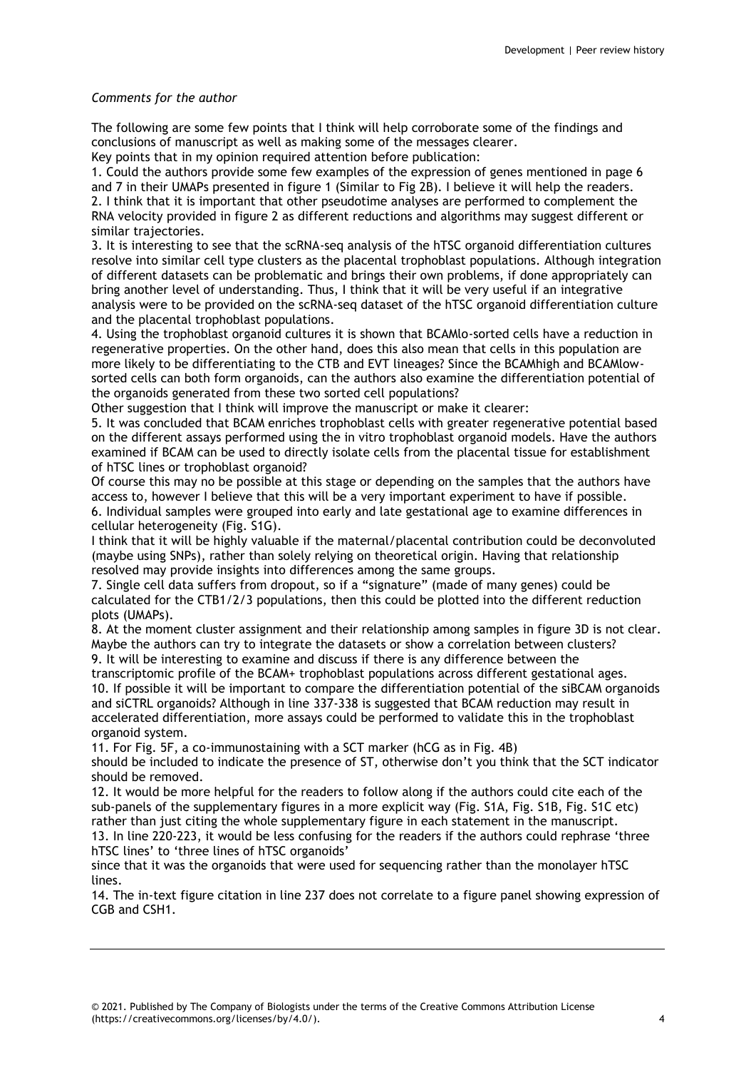*Comments for the author*

The following are some few points that I think will help corroborate some of the findings and conclusions of manuscript as well as making some of the messages clearer.

Key points that in my opinion required attention before publication:

1. Could the authors provide some few examples of the expression of genes mentioned in page 6 and 7 in their UMAPs presented in figure 1 (Similar to Fig 2B). I believe it will help the readers.
2. I think that it is important that other pseudotime analyses are performed to complement the RNA velocity provided in figure 2 as different reductions and algorithms may suggest different or similar trajectories.
3. It is interesting to see that the scRNA-seq analysis of the hTSC organoid differentiation cultures resolve into similar cell type clusters as the placental trophoblast populations. Although integration of different datasets can be problematic and brings their own problems, if done appropriately can bring another level of understanding. Thus, I think that it will be very useful if an integrative analysis were to be provided on the scRNA-seq dataset of the hTSC organoid differentiation culture and the placental trophoblast populations.
4. Using the trophoblast organoid cultures it is shown that BCAMlo-sorted cells have a reduction in regenerative properties. On the other hand, does this also mean that cells in this population are more likely to be differentiating to the CTB and EVT lineages? Since the BCAMhigh and BCAMlow-sorted cells can both form organoids, can the authors also examine the differentiation potential of the organoids generated from these two sorted cell populations?

Other suggestion that I think will improve the manuscript or make it clearer:

5. It was concluded that BCAM enriches trophoblast cells with greater regenerative potential based on the different assays performed using the in vitro trophoblast organoid models. Have the authors examined if BCAM can be used to directly isolate cells from the placental tissue for establishment of hTSC lines or trophoblast organoid?
Of course this may no be possible at this stage or depending on the samples that the authors have access to, however I believe that this will be a very important experiment to have if possible.
6. Individual samples were grouped into early and late gestational age to examine differences in cellular heterogeneity (Fig. S1G).
I think that it will be highly valuable if the maternal/placental contribution could be deconvoluted (maybe using SNPs), rather than solely relying on theoretical origin. Having that relationship resolved may provide insights into differences among the same groups.
7. Single cell data suffers from dropout, so if a "signature" (made of many genes) could be calculated for the CTB1/2/3 populations, then this could be plotted into the different reduction plots (UMAPs).
8. At the moment cluster assignment and their relationship among samples in figure 3D is not clear. Maybe the authors can try to integrate the datasets or show a correlation between clusters?
9. It will be interesting to examine and discuss if there is any difference between the transcriptomic profile of the BCAM+ trophoblast populations across different gestational ages.
10. If possible it will be important to compare the differentiation potential of the siBCAM organoids and siCTRL organoids? Although in line 337-338 is suggested that BCAM reduction may result in accelerated differentiation, more assays could be performed to validate this in the trophoblast organoid system.
11. For Fig. 5F, a co-immunostaining with a SCT marker (hCG as in Fig. 4B) should be included to indicate the presence of ST, otherwise don't you think that the SCT indicator should be removed.
12. It would be more helpful for the readers to follow along if the authors could cite each of the sub-panels of the supplementary figures in a more explicit way (Fig. S1A, Fig. S1B, Fig. S1C etc) rather than just citing the whole supplementary figure in each statement in the manuscript.
13. In line 220-223, it would be less confusing for the readers if the authors could rephrase 'three hTSC lines' to 'three lines of hTSC organoids' since that it was the organoids that were used for sequencing rather than the monolayer hTSC lines.
14. The in-text figure citation in line 237 does not correlate to a figure panel showing expression of CGB and CSH1.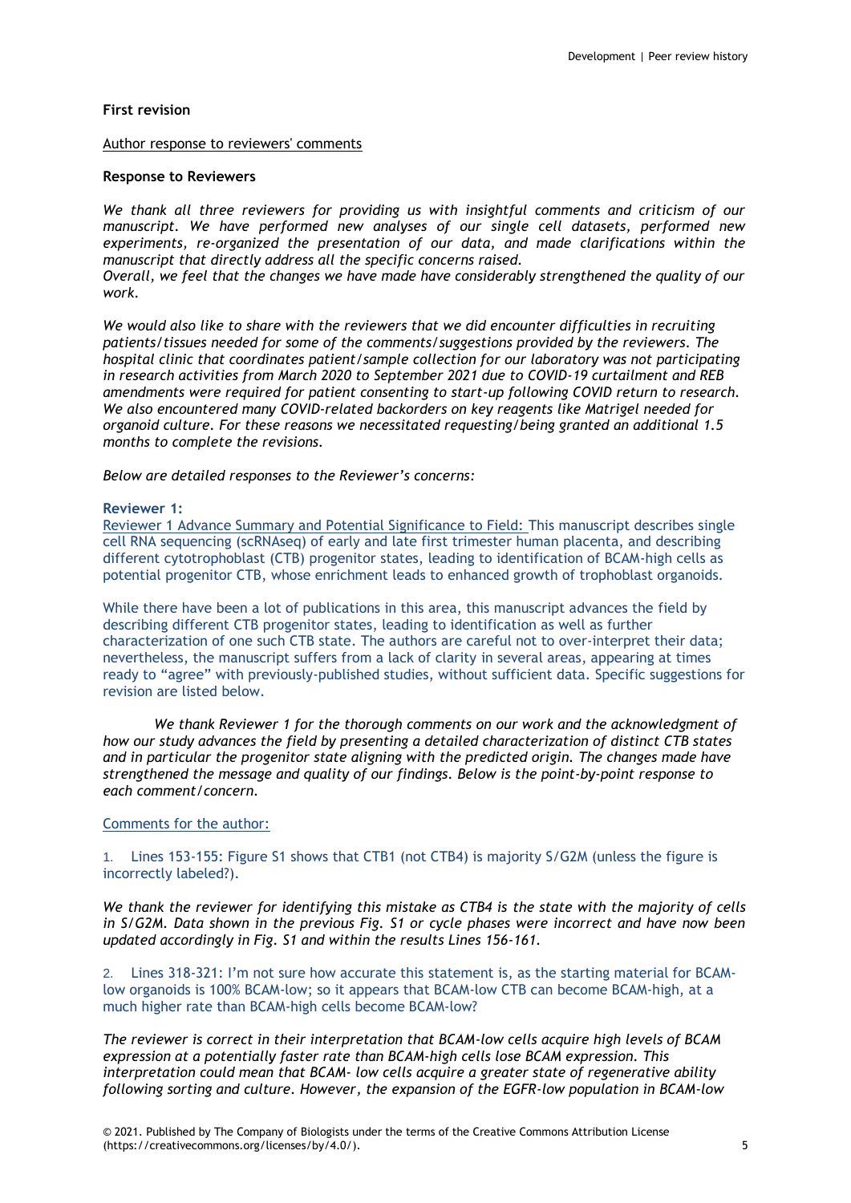**First revision**

Author response to reviewers' comments

**Response to Reviewers**

*We thank all three reviewers for providing us with insightful comments and criticism of our manuscript. We have performed new analyses of our single cell datasets, performed new experiments, re-organized the presentation of our data, and made clarifications within the manuscript that directly address all the specific concerns raised.*
*Overall, we feel that the changes we have made have considerably strengthened the quality of our work.*

*We would also like to share with the reviewers that we did encounter difficulties in recruiting patients/tissues needed for some of the comments/suggestions provided by the reviewers. The hospital clinic that coordinates patient/sample collection for our laboratory was not participating in research activities from March 2020 to September 2021 due to COVID-19 curtailment and REB amendments were required for patient consenting to start-up following COVID return to research. We also encountered many COVID-related backorders on key reagents like Matrigel needed for organoid culture. For these reasons we necessitated requesting/being granted an additional 1.5 months to complete the revisions.*

*Below are detailed responses to the Reviewer's concerns:*

**Reviewer 1:**

Reviewer 1 Advance Summary and Potential Significance to Field: This manuscript describes single cell RNA sequencing (scRNAseq) of early and late first trimester human placenta, and describing different cytotrophoblast (CTB) progenitor states, leading to identification of BCAM-high cells as potential progenitor CTB, whose enrichment leads to enhanced growth of trophoblast organoids.

While there have been a lot of publications in this area, this manuscript advances the field by describing different CTB progenitor states, leading to identification as well as further characterization of one such CTB state. The authors are careful not to over-interpret their data; nevertheless, the manuscript suffers from a lack of clarity in several areas, appearing at times ready to "agree" with previously-published studies, without sufficient data. Specific suggestions for revision are listed below.

*We thank Reviewer 1 for the thorough comments on our work and the acknowledgment of how our study advances the field by presenting a detailed characterization of distinct CTB states and in particular the progenitor state aligning with the predicted origin. The changes made have strengthened the message and quality of our findings. Below is the point-by-point response to each comment/concern.*

Comments for the author:

1. Lines 153-155: Figure S1 shows that CTB1 (not CTB4) is majority S/G2M (unless the figure is incorrectly labeled?).

*We thank the reviewer for identifying this mistake as CTB4 is the state with the majority of cells in S/G2M. Data shown in the previous Fig. S1 or cycle phases were incorrect and have now been updated accordingly in Fig. S1 and within the results Lines 156-161.*

2. Lines 318-321: I'm not sure how accurate this statement is, as the starting material for BCAM-low organoids is 100% BCAM-low; so it appears that BCAM-low CTB can become BCAM-high, at a much higher rate than BCAM-high cells become BCAM-low?

*The reviewer is correct in their interpretation that BCAM-low cells acquire high levels of BCAM expression at a potentially faster rate than BCAM-high cells lose BCAM expression. This interpretation could mean that BCAM- low cells acquire a greater state of regenerative ability following sorting and culture. However, the expansion of the EGFR-low population in BCAM-low*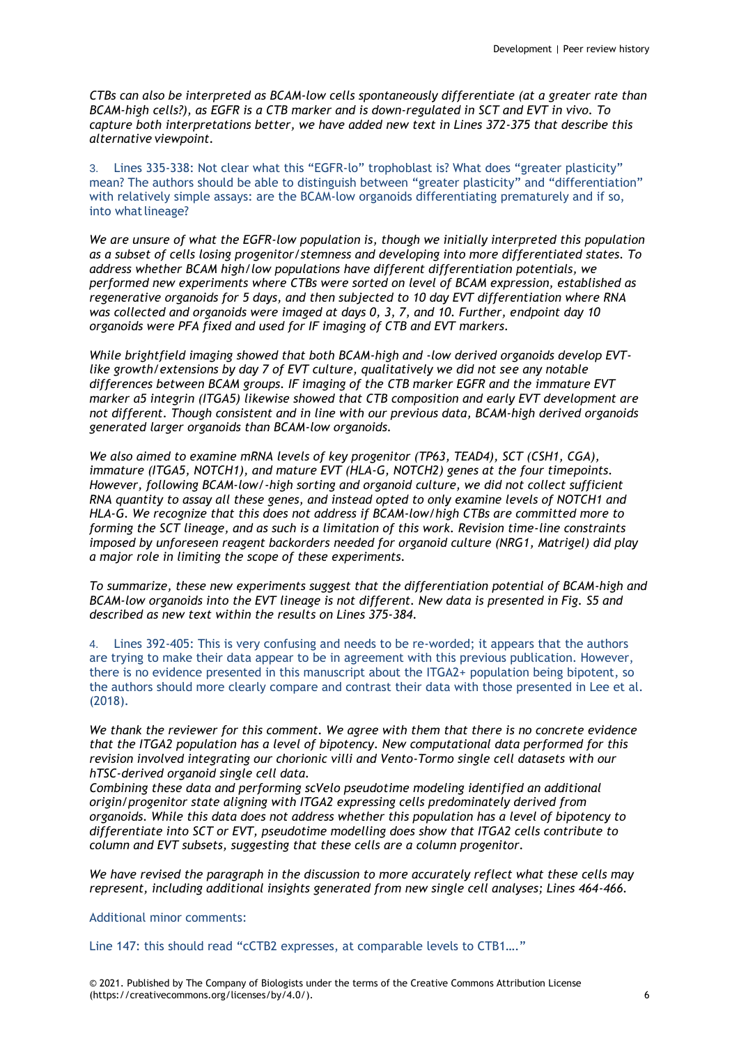*CTBs can also be interpreted as BCAM-low cells spontaneously differentiate (at a greater rate than BCAM-high cells?), as EGFR is a CTB marker and is down-regulated in SCT and EVT in vivo. To capture both interpretations better, we have added new text in Lines 372-375 that describe this alternative viewpoint.*

3. Lines 335-338: Not clear what this "EGFR-lo" trophoblast is? What does "greater plasticity" mean? The authors should be able to distinguish between "greater plasticity" and "differentiation" with relatively simple assays: are the BCAM-low organoids differentiating prematurely and if so, into what lineage?

*We are unsure of what the EGFR-low population is, though we initially interpreted this population as a subset of cells losing progenitor/stemness and developing into more differentiated states. To address whether BCAM high/low populations have different differentiation potentials, we performed new experiments where CTBs were sorted on level of BCAM expression, established as regenerative organoids for 5 days, and then subjected to 10 day EVT differentiation where RNA was collected and organoids were imaged at days 0, 3, 7, and 10. Further, endpoint day 10 organoids were PFA fixed and used for IF imaging of CTB and EVT markers.*

*While brightfield imaging showed that both BCAM-high and -low derived organoids develop EVT-like growth/extensions by day 7 of EVT culture, qualitatively we did not see any notable differences between BCAM groups. IF imaging of the CTB marker EGFR and the immature EVT marker a5 integrin (ITGA5) likewise showed that CTB composition and early EVT development are not different. Though consistent and in line with our previous data, BCAM-high derived organoids generated larger organoids than BCAM-low organoids.*

*We also aimed to examine mRNA levels of key progenitor (TP63, TEAD4), SCT (CSH1, CGA), immature (ITGA5, NOTCH1), and mature EVT (HLA-G, NOTCH2) genes at the four timepoints. However, following BCAM-low/-high sorting and organoid culture, we did not collect sufficient RNA quantity to assay all these genes, and instead opted to only examine levels of NOTCH1 and HLA-G. We recognize that this does not address if BCAM-low/high CTBs are committed more to forming the SCT lineage, and as such is a limitation of this work. Revision time-line constraints imposed by unforeseen reagent backorders needed for organoid culture (NRG1, Matrigel) did play a major role in limiting the scope of these experiments.*

*To summarize, these new experiments suggest that the differentiation potential of BCAM-high and BCAM-low organoids into the EVT lineage is not different. New data is presented in Fig. S5 and described as new text within the results on Lines 375-384.*

4. Lines 392-405: This is very confusing and needs to be re-worded; it appears that the authors are trying to make their data appear to be in agreement with this previous publication. However, there is no evidence presented in this manuscript about the ITGA2+ population being bipotent, so the authors should more clearly compare and contrast their data with those presented in Lee et al. (2018).

*We thank the reviewer for this comment. We agree with them that there is no concrete evidence that the ITGA2 population has a level of bipotency. New computational data performed for this revision involved integrating our chorionic villi and Vento-Tormo single cell datasets with our hTSC-derived organoid single cell data.*
*Combining these data and performing scVelo pseudotime modeling identified an additional origin/progenitor state aligning with ITGA2 expressing cells predominately derived from organoids. While this data does not address whether this population has a level of bipotency to differentiate into SCT or EVT, pseudotime modelling does show that ITGA2 cells contribute to column and EVT subsets, suggesting that these cells are a column progenitor.*

*We have revised the paragraph in the discussion to more accurately reflect what these cells may represent, including additional insights generated from new single cell analyses; Lines 464-466.*

Additional minor comments:

Line 147: this should read "cCTB2 expresses, at comparable levels to CTB1…."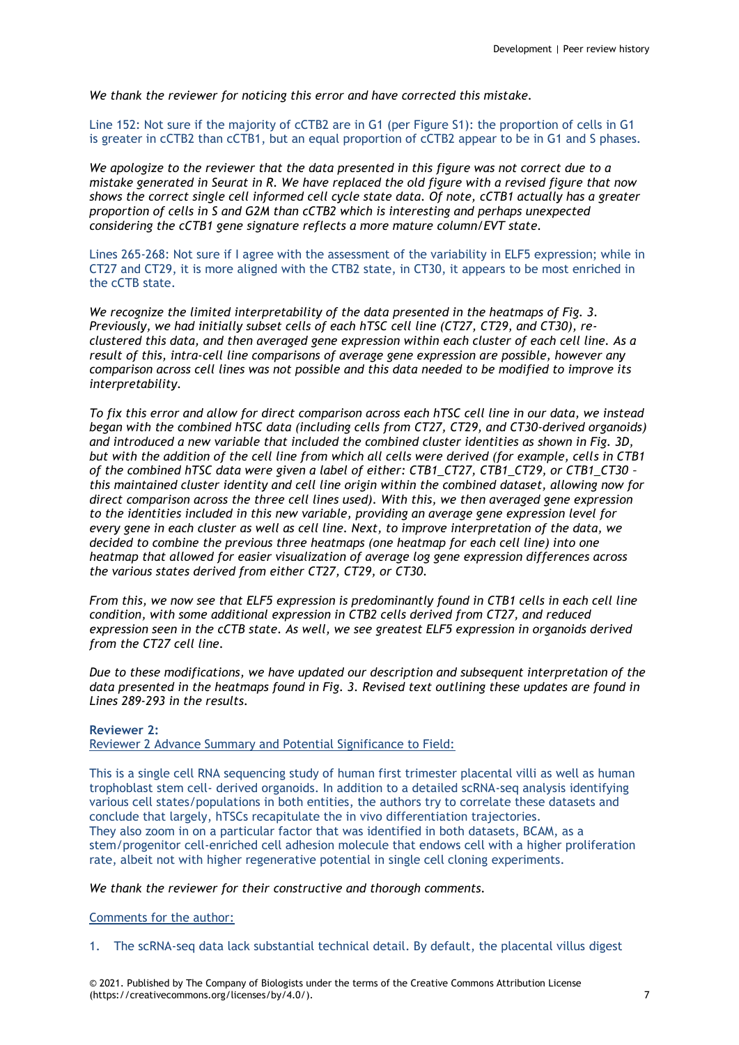*We thank the reviewer for noticing this error and have corrected this mistake.*

Line 152: Not sure if the majority of cCTB2 are in G1 (per Figure S1): the proportion of cells in G1 is greater in cCTB2 than cCTB1, but an equal proportion of cCTB2 appear to be in G1 and S phases.

*We apologize to the reviewer that the data presented in this figure was not correct due to a mistake generated in Seurat in R. We have replaced the old figure with a revised figure that now shows the correct single cell informed cell cycle state data. Of note, cCTB1 actually has a greater proportion of cells in S and G2M than cCTB2 which is interesting and perhaps unexpected considering the cCTB1 gene signature reflects a more mature column/EVT state.*

Lines 265-268: Not sure if I agree with the assessment of the variability in ELF5 expression; while in CT27 and CT29, it is more aligned with the CTB2 state, in CT30, it appears to be most enriched in the cCTB state.

*We recognize the limited interpretability of the data presented in the heatmaps of Fig. 3. Previously, we had initially subset cells of each hTSC cell line (CT27, CT29, and CT30), re-clustered this data, and then averaged gene expression within each cluster of each cell line. As a result of this, intra-cell line comparisons of average gene expression are possible, however any comparison across cell lines was not possible and this data needed to be modified to improve its interpretability.*

*To fix this error and allow for direct comparison across each hTSC cell line in our data, we instead began with the combined hTSC data (including cells from CT27, CT29, and CT30-derived organoids) and introduced a new variable that included the combined cluster identities as shown in Fig. 3D, but with the addition of the cell line from which all cells were derived (for example, cells in CTB1 of the combined hTSC data were given a label of either: CTB1_CT27, CTB1_CT29, or CTB1_CT30 – this maintained cluster identity and cell line origin within the combined dataset, allowing now for direct comparison across the three cell lines used). With this, we then averaged gene expression to the identities included in this new variable, providing an average gene expression level for every gene in each cluster as well as cell line. Next, to improve interpretation of the data, we decided to combine the previous three heatmaps (one heatmap for each cell line) into one heatmap that allowed for easier visualization of average log gene expression differences across the various states derived from either CT27, CT29, or CT30.*

*From this, we now see that ELF5 expression is predominantly found in CTB1 cells in each cell line condition, with some additional expression in CTB2 cells derived from CT27, and reduced expression seen in the cCTB state. As well, we see greatest ELF5 expression in organoids derived from the CT27 cell line.*

*Due to these modifications, we have updated our description and subsequent interpretation of the data presented in the heatmaps found in Fig. 3. Revised text outlining these updates are found in Lines 289-293 in the results.*

**Reviewer 2:**

Reviewer 2 Advance Summary and Potential Significance to Field:

This is a single cell RNA sequencing study of human first trimester placental villi as well as human trophoblast stem cell- derived organoids. In addition to a detailed scRNA-seq analysis identifying various cell states/populations in both entities, the authors try to correlate these datasets and conclude that largely, hTSCs recapitulate the in vivo differentiation trajectories.
They also zoom in on a particular factor that was identified in both datasets, BCAM, as a stem/progenitor cell-enriched cell adhesion molecule that endows cell with a higher proliferation rate, albeit not with higher regenerative potential in single cell cloning experiments.

*We thank the reviewer for their constructive and thorough comments.*

Comments for the author:

1. The scRNA-seq data lack substantial technical detail. By default, the placental villus digest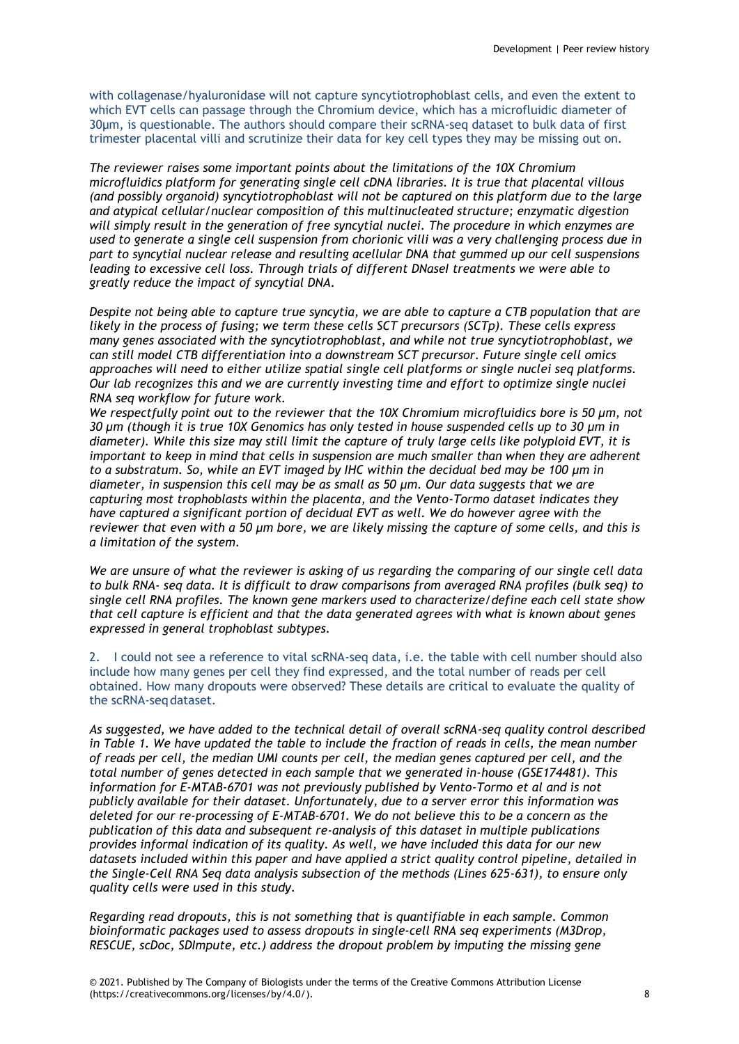with collagenase/hyaluronidase will not capture syncytiotrophoblast cells, and even the extent to which EVT cells can passage through the Chromium device, which has a microfluidic diameter of 30µm, is questionable. The authors should compare their scRNA-seq dataset to bulk data of first trimester placental villi and scrutinize their data for key cell types they may be missing out on.

*The reviewer raises some important points about the limitations of the 10X Chromium microfluidics platform for generating single cell cDNA libraries. It is true that placental villous (and possibly organoid) syncytiotrophoblast will not be captured on this platform due to the large and atypical cellular/nuclear composition of this multinucleated structure; enzymatic digestion will simply result in the generation of free syncytial nuclei. The procedure in which enzymes are used to generate a single cell suspension from chorionic villi was a very challenging process due in part to syncytial nuclear release and resulting acellular DNA that gummed up our cell suspensions leading to excessive cell loss. Through trials of different DNaseI treatments we were able to greatly reduce the impact of syncytial DNA.*

*Despite not being able to capture true syncytia, we are able to capture a CTB population that are likely in the process of fusing; we term these cells SCT precursors (SCTp). These cells express many genes associated with the syncytiotrophoblast, and while not true syncytiotrophoblast, we can still model CTB differentiation into a downstream SCT precursor. Future single cell omics approaches will need to either utilize spatial single cell platforms or single nuclei seq platforms. Our lab recognizes this and we are currently investing time and effort to optimize single nuclei RNA seq workflow for future work.*

*We respectfully point out to the reviewer that the 10X Chromium microfluidics bore is 50 µm, not 30 µm (though it is true 10X Genomics has only tested in house suspended cells up to 30 µm in diameter). While this size may still limit the capture of truly large cells like polyploid EVT, it is important to keep in mind that cells in suspension are much smaller than when they are adherent to a substratum. So, while an EVT imaged by IHC within the decidual bed may be 100 µm in diameter, in suspension this cell may be as small as 50 µm. Our data suggests that we are capturing most trophoblasts within the placenta, and the Vento-Tormo dataset indicates they have captured a significant portion of decidual EVT as well. We do however agree with the reviewer that even with a 50 µm bore, we are likely missing the capture of some cells, and this is a limitation of the system.*

*We are unsure of what the reviewer is asking of us regarding the comparing of our single cell data to bulk RNA- seq data. It is difficult to draw comparisons from averaged RNA profiles (bulk seq) to single cell RNA profiles. The known gene markers used to characterize/define each cell state show that cell capture is efficient and that the data generated agrees with what is known about genes expressed in general trophoblast subtypes.*

2. I could not see a reference to vital scRNA-seq data, i.e. the table with cell number should also include how many genes per cell they find expressed, and the total number of reads per cell obtained. How many dropouts were observed? These details are critical to evaluate the quality of the scRNA-seq dataset.

*As suggested, we have added to the technical detail of overall scRNA-seq quality control described in Table 1. We have updated the table to include the fraction of reads in cells, the mean number of reads per cell, the median UMI counts per cell, the median genes captured per cell, and the total number of genes detected in each sample that we generated in-house (GSE174481). This information for E-MTAB-6701 was not previously published by Vento-Tormo et al and is not publicly available for their dataset. Unfortunately, due to a server error this information was deleted for our re-processing of E-MTAB-6701. We do not believe this to be a concern as the publication of this data and subsequent re-analysis of this dataset in multiple publications provides informal indication of its quality. As well, we have included this data for our new datasets included within this paper and have applied a strict quality control pipeline, detailed in the Single-Cell RNA Seq data analysis subsection of the methods (Lines 625-631), to ensure only quality cells were used in this study.*

*Regarding read dropouts, this is not something that is quantifiable in each sample. Common bioinformatic packages used to assess dropouts in single-cell RNA seq experiments (M3Drop, RESCUE, scDoc, SDImpute, etc.) address the dropout problem by imputing the missing gene*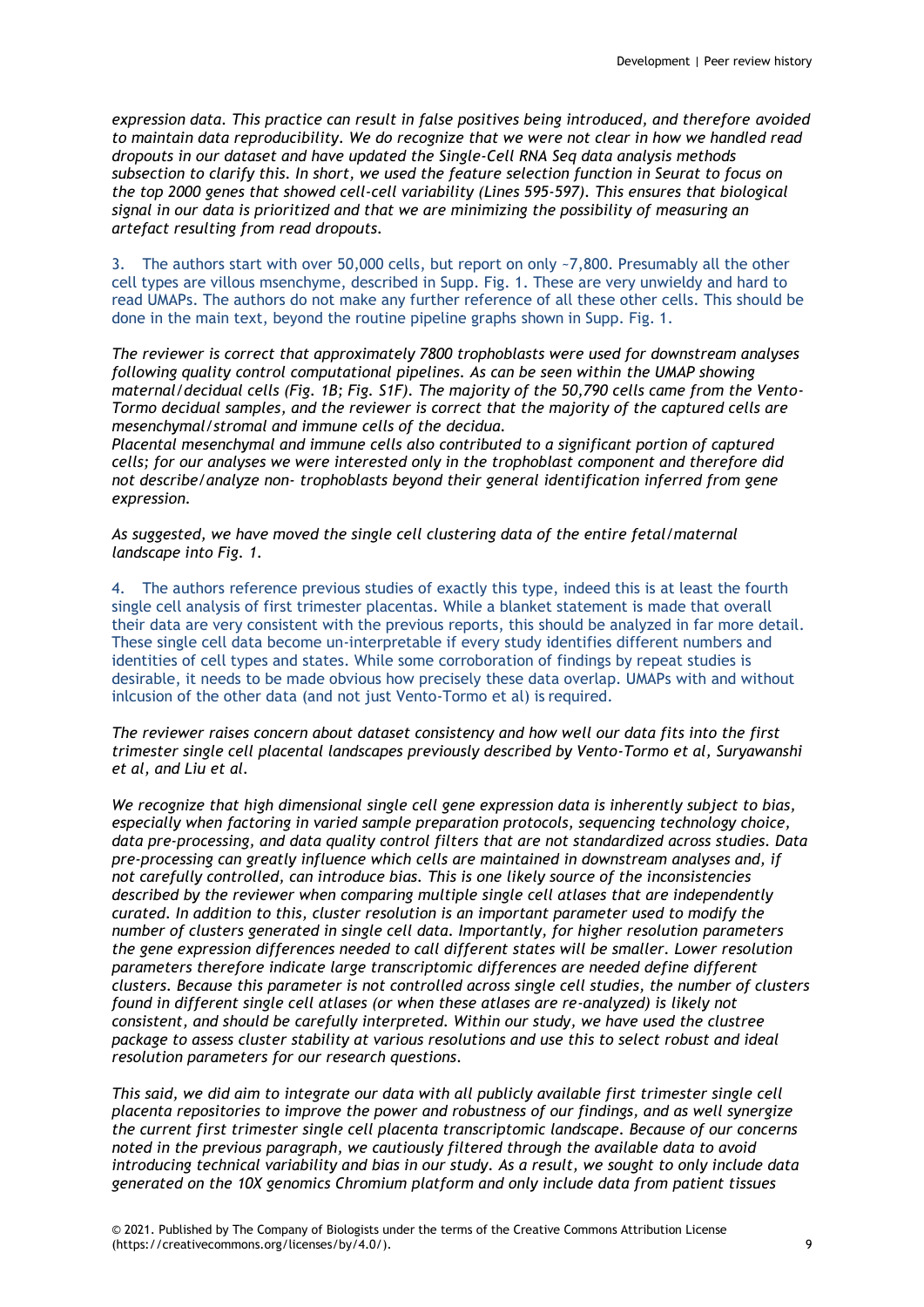*expression data. This practice can result in false positives being introduced, and therefore avoided to maintain data reproducibility. We do recognize that we were not clear in how we handled read dropouts in our dataset and have updated the Single-Cell RNA Seq data analysis methods subsection to clarify this. In short, we used the feature selection function in Seurat to focus on the top 2000 genes that showed cell-cell variability (Lines 595-597). This ensures that biological signal in our data is prioritized and that we are minimizing the possibility of measuring an artefact resulting from read dropouts.*

3. The authors start with over 50,000 cells, but report on only ~7,800. Presumably all the other cell types are villous msenchyme, described in Supp. Fig. 1. These are very unwieldy and hard to read UMAPs. The authors do not make any further reference of all these other cells. This should be done in the main text, beyond the routine pipeline graphs shown in Supp. Fig. 1.

*The reviewer is correct that approximately 7800 trophoblasts were used for downstream analyses following quality control computational pipelines. As can be seen within the UMAP showing maternal/decidual cells (Fig. 1B; Fig. S1F). The majority of the 50,790 cells came from the Vento-Tormo decidual samples, and the reviewer is correct that the majority of the captured cells are mesenchymal/stromal and immune cells of the decidua.*
*Placental mesenchymal and immune cells also contributed to a significant portion of captured cells; for our analyses we were interested only in the trophoblast component and therefore did not describe/analyze non- trophoblasts beyond their general identification inferred from gene expression.*

*As suggested, we have moved the single cell clustering data of the entire fetal/maternal landscape into Fig. 1.*

4. The authors reference previous studies of exactly this type, indeed this is at least the fourth single cell analysis of first trimester placentas. While a blanket statement is made that overall their data are very consistent with the previous reports, this should be analyzed in far more detail. These single cell data become un-interpretable if every study identifies different numbers and identities of cell types and states. While some corroboration of findings by repeat studies is desirable, it needs to be made obvious how precisely these data overlap. UMAPs with and without inlcusion of the other data (and not just Vento-Tormo et al) is required.

*The reviewer raises concern about dataset consistency and how well our data fits into the first trimester single cell placental landscapes previously described by Vento-Tormo et al, Suryawanshi et al, and Liu et al.*

*We recognize that high dimensional single cell gene expression data is inherently subject to bias, especially when factoring in varied sample preparation protocols, sequencing technology choice, data pre-processing, and data quality control filters that are not standardized across studies. Data pre-processing can greatly influence which cells are maintained in downstream analyses and, if not carefully controlled, can introduce bias. This is one likely source of the inconsistencies described by the reviewer when comparing multiple single cell atlases that are independently curated. In addition to this, cluster resolution is an important parameter used to modify the number of clusters generated in single cell data. Importantly, for higher resolution parameters the gene expression differences needed to call different states will be smaller. Lower resolution parameters therefore indicate large transcriptomic differences are needed define different clusters. Because this parameter is not controlled across single cell studies, the number of clusters found in different single cell atlases (or when these atlases are re-analyzed) is likely not consistent, and should be carefully interpreted. Within our study, we have used the clustree package to assess cluster stability at various resolutions and use this to select robust and ideal resolution parameters for our research questions.*

*This said, we did aim to integrate our data with all publicly available first trimester single cell placenta repositories to improve the power and robustness of our findings, and as well synergize the current first trimester single cell placenta transcriptomic landscape. Because of our concerns noted in the previous paragraph, we cautiously filtered through the available data to avoid introducing technical variability and bias in our study. As a result, we sought to only include data generated on the 10X genomics Chromium platform and only include data from patient tissues*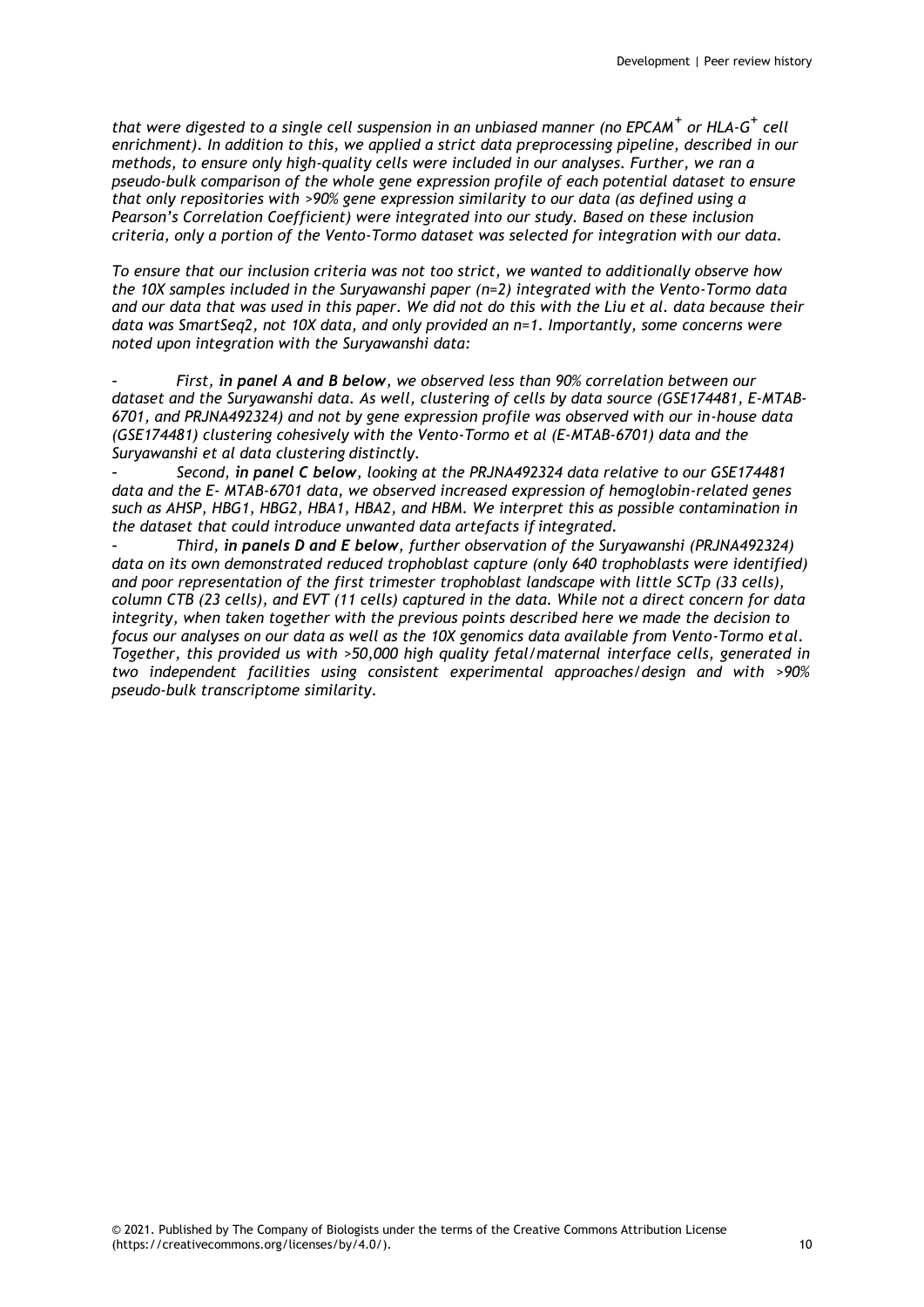*that were digested to a single cell suspension in an unbiased manner (no EPCAM$^{+}$ or HLA-G$^{+}$ cell enrichment). In addition to this, we applied a strict data preprocessing pipeline, described in our methods, to ensure only high-quality cells were included in our analyses. Further, we ran a pseudo-bulk comparison of the whole gene expression profile of each potential dataset to ensure that only repositories with >90% gene expression similarity to our data (as defined using a Pearson's Correlation Coefficient) were integrated into our study. Based on these inclusion criteria, only a portion of the Vento-Tormo dataset was selected for integration with our data.*

*To ensure that our inclusion criteria was not too strict, we wanted to additionally observe how the 10X samples included in the Suryawanshi paper (n=2) integrated with the Vento-Tormo data and our data that was used in this paper. We did not do this with the Liu et al. data because their data was SmartSeq2, not 10X data, and only provided an n=1. Importantly, some concerns were noted upon integration with the Suryawanshi data:*

- *First, **in panel A and B below**, we observed less than 90% correlation between our dataset and the Suryawanshi data. As well, clustering of cells by data source (GSE174481, E-MTAB-6701, and PRJNA492324) and not by gene expression profile was observed with our in-house data (GSE174481) clustering cohesively with the Vento-Tormo et al (E-MTAB-6701) data and the Suryawanshi et al data clustering distinctly.*
- *Second, **in panel C below**, looking at the PRJNA492324 data relative to our GSE174481 data and the E- MTAB-6701 data, we observed increased expression of hemoglobin-related genes such as AHSP, HBG1, HBG2, HBA1, HBA2, and HBM. We interpret this as possible contamination in the dataset that could introduce unwanted data artefacts if integrated.*
- *Third, **in panels D and E below**, further observation of the Suryawanshi (PRJNA492324) data on its own demonstrated reduced trophoblast capture (only 640 trophoblasts were identified) and poor representation of the first trimester trophoblast landscape with little SCTp (33 cells), column CTB (23 cells), and EVT (11 cells) captured in the data. While not a direct concern for data integrity, when taken together with the previous points described here we made the decision to focus our analyses on our data as well as the 10X genomics data available from Vento-Tormo et al. Together, this provided us with >50,000 high quality fetal/maternal interface cells, generated in two independent facilities using consistent experimental approaches/design and with >90% pseudo-bulk transcriptome similarity.*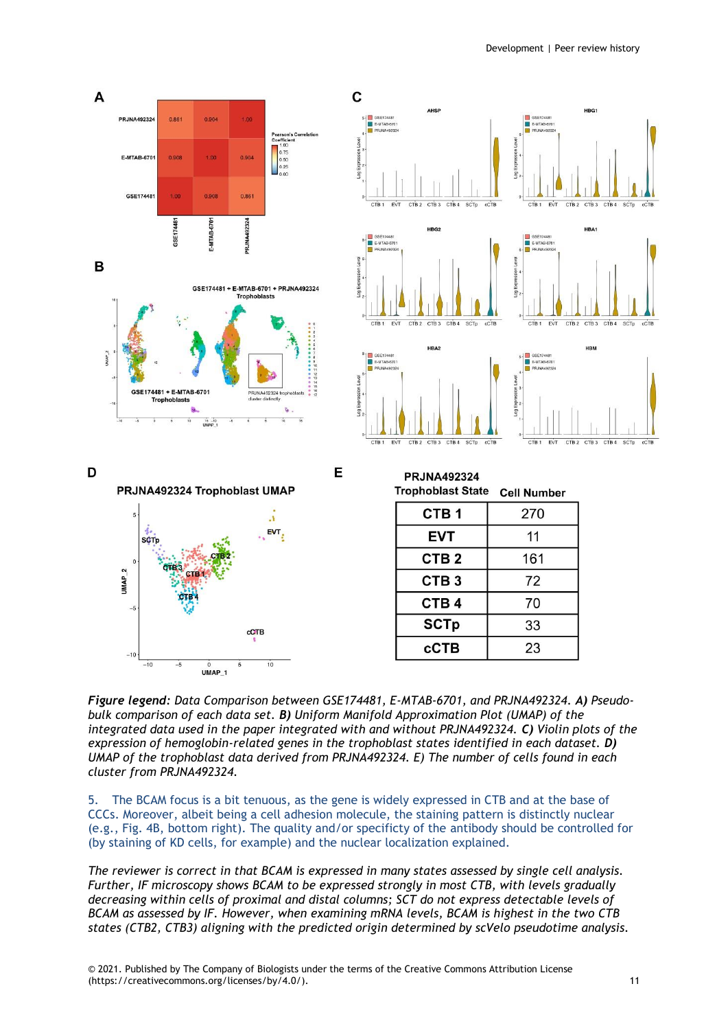**PRJNA492324 Trophoblast State** 

| Trophoblast State | Cell Number |
| --- | --- |
| CTB 1 | 270 |
| EVT | 11 |
| CTB 2 | 161 |
| CTB 3 | 72 |
| CTB 4 | 70 |
| SCTp | 33 |
| cCTB | 23 |

***Figure legend**: Data Comparison between GSE174481, E-MTAB-6701, and PRJNA492324. **A)** Pseudo-bulk comparison of each data set. **B)** Uniform Manifold Approximation Plot (UMAP) of the integrated data used in the paper integrated with and without PRJNA492324. **C)** Violin plots of the expression of hemoglobin-related genes in the trophoblast states identified in each dataset. **D)** UMAP of the trophoblast data derived from PRJNA492324. E) The number of cells found in each cluster from PRJNA492324.*

5. The BCAM focus is a bit tenuous, as the gene is widely expressed in CTB and at the base of CCCs. Moreover, albeit being a cell adhesion molecule, the staining pattern is distinctly nuclear (e.g., Fig. 4B, bottom right). The quality and/or specificty of the antibody should be controlled for (by staining of KD cells, for example) and the nuclear localization explained.

*The reviewer is correct in that BCAM is expressed in many states assessed by single cell analysis. Further, IF microscopy shows BCAM to be expressed strongly in most CTB, with levels gradually decreasing within cells of proximal and distal columns; SCT do not express detectable levels of BCAM as assessed by IF. However, when examining mRNA levels, BCAM is highest in the two CTB states (CTB2, CTB3) aligning with the predicted origin determined by scVelo pseudotime analysis.*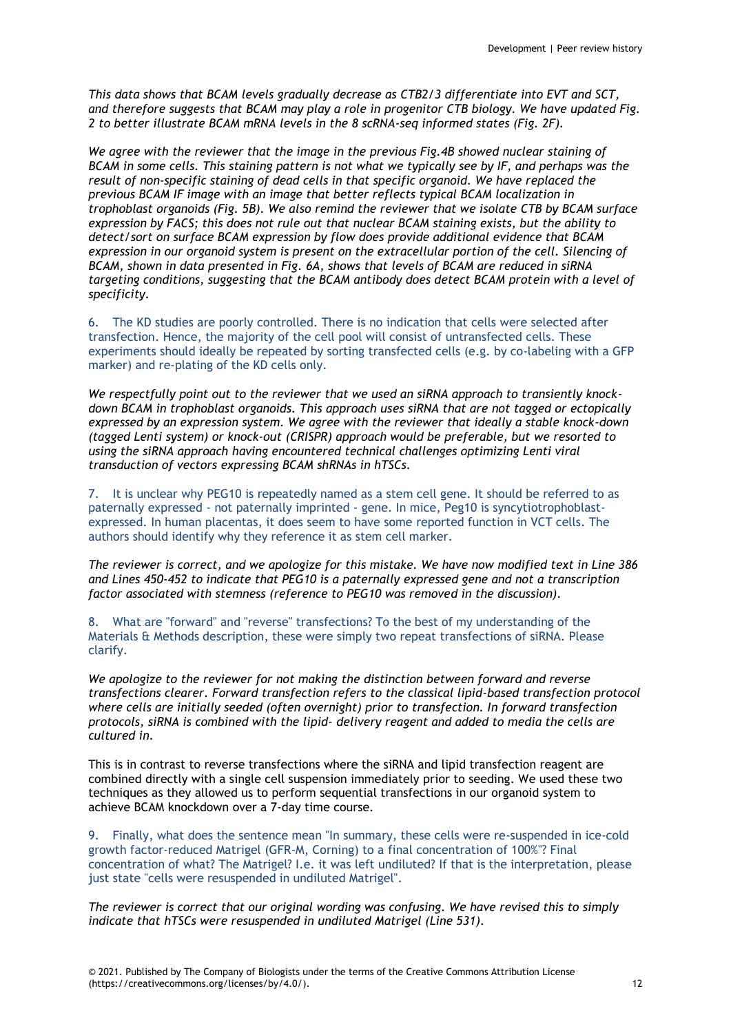*This data shows that BCAM levels gradually decrease as CTB2/3 differentiate into EVT and SCT, and therefore suggests that BCAM may play a role in progenitor CTB biology. We have updated Fig. 2 to better illustrate BCAM mRNA levels in the 8 scRNA-seq informed states (Fig. 2F).*

*We agree with the reviewer that the image in the previous Fig.4B showed nuclear staining of BCAM in some cells. This staining pattern is not what we typically see by IF, and perhaps was the result of non-specific staining of dead cells in that specific organoid. We have replaced the previous BCAM IF image with an image that better reflects typical BCAM localization in trophoblast organoids (Fig. 5B). We also remind the reviewer that we isolate CTB by BCAM surface expression by FACS; this does not rule out that nuclear BCAM staining exists, but the ability to detect/sort on surface BCAM expression by flow does provide additional evidence that BCAM expression in our organoid system is present on the extracellular portion of the cell. Silencing of BCAM, shown in data presented in Fig. 6A, shows that levels of BCAM are reduced in siRNA targeting conditions, suggesting that the BCAM antibody does detect BCAM protein with a level of specificity.*

6. The KD studies are poorly controlled. There is no indication that cells were selected after transfection. Hence, the majority of the cell pool will consist of untransfected cells. These experiments should ideally be repeated by sorting transfected cells (e.g. by co-labeling with a GFP marker) and re-plating of the KD cells only.

*We respectfully point out to the reviewer that we used an siRNA approach to transiently knock-down BCAM in trophoblast organoids. This approach uses siRNA that are not tagged or ectopically expressed by an expression system. We agree with the reviewer that ideally a stable knock-down (tagged Lenti system) or knock-out (CRISPR) approach would be preferable, but we resorted to using the siRNA approach having encountered technical challenges optimizing Lenti viral transduction of vectors expressing BCAM shRNAs in hTSCs.*

7. It is unclear why PEG10 is repeatedly named as a stem cell gene. It should be referred to as paternally expressed - not paternally imprinted - gene. In mice, Peg10 is syncytiotrophoblast-expressed. In human placentas, it does seem to have some reported function in VCT cells. The authors should identify why they reference it as stem cell marker.

*The reviewer is correct, and we apologize for this mistake. We have now modified text in Line 386 and Lines 450-452 to indicate that PEG10 is a paternally expressed gene and not a transcription factor associated with stemness (reference to PEG10 was removed in the discussion).*

8. What are "forward" and "reverse" transfections? To the best of my understanding of the Materials & Methods description, these were simply two repeat transfections of siRNA. Please clarify.

*We apologize to the reviewer for not making the distinction between forward and reverse transfections clearer. Forward transfection refers to the classical lipid-based transfection protocol where cells are initially seeded (often overnight) prior to transfection. In forward transfection protocols, siRNA is combined with the lipid- delivery reagent and added to media the cells are cultured in.*

This is in contrast to reverse transfections where the siRNA and lipid transfection reagent are combined directly with a single cell suspension immediately prior to seeding. We used these two techniques as they allowed us to perform sequential transfections in our organoid system to achieve BCAM knockdown over a 7-day time course.

9. Finally, what does the sentence mean "In summary, these cells were re-suspended in ice-cold growth factor-reduced Matrigel (GFR-M, Corning) to a final concentration of 100%"? Final concentration of what? The Matrigel? I.e. it was left undiluted? If that is the interpretation, please just state "cells were resuspended in undiluted Matrigel".

*The reviewer is correct that our original wording was confusing. We have revised this to simply indicate that hTSCs were resuspended in undiluted Matrigel (Line 531).*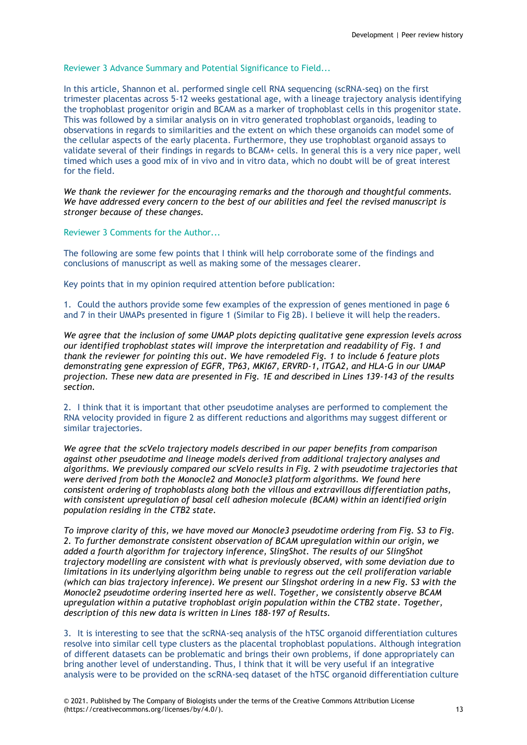Reviewer 3 Advance Summary and Potential Significance to Field...

In this article, Shannon et al. performed single cell RNA sequencing (scRNA-seq) on the first trimester placentas across 5-12 weeks gestational age, with a lineage trajectory analysis identifying the trophoblast progenitor origin and BCAM as a marker of trophoblast cells in this progenitor state. This was followed by a similar analysis on in vitro generated trophoblast organoids, leading to observations in regards to similarities and the extent on which these organoids can model some of the cellular aspects of the early placenta. Furthermore, they use trophoblast organoid assays to validate several of their findings in regards to BCAM+ cells. In general this is a very nice paper, well timed which uses a good mix of in vivo and in vitro data, which no doubt will be of great interest for the field.

*We thank the reviewer for the encouraging remarks and the thorough and thoughtful comments. We have addressed every concern to the best of our abilities and feel the revised manuscript is stronger because of these changes.*

Reviewer 3 Comments for the Author...

The following are some few points that I think will help corroborate some of the findings and conclusions of manuscript as well as making some of the messages clearer.

Key points that in my opinion required attention before publication:

1. Could the authors provide some few examples of the expression of genes mentioned in page 6 and 7 in their UMAPs presented in figure 1 (Similar to Fig 2B). I believe it will help the readers.

*We agree that the inclusion of some UMAP plots depicting qualitative gene expression levels across our identified trophoblast states will improve the interpretation and readability of Fig. 1 and thank the reviewer for pointing this out. We have remodeled Fig. 1 to include 6 feature plots demonstrating gene expression of EGFR, TP63, MKI67, ERVRD-1, ITGA2, and HLA-G in our UMAP projection. These new data are presented in Fig. 1E and described in Lines 139-143 of the results section.*

2. I think that it is important that other pseudotime analyses are performed to complement the RNA velocity provided in figure 2 as different reductions and algorithms may suggest different or similar trajectories.

*We agree that the scVelo trajectory models described in our paper benefits from comparison against other pseudotime and lineage models derived from additional trajectory analyses and algorithms. We previously compared our scVelo results in Fig. 2 with pseudotime trajectories that were derived from both the Monocle2 and Monocle3 platform algorithms. We found here consistent ordering of trophoblasts along both the villous and extravillous differentiation paths, with consistent upregulation of basal cell adhesion molecule (BCAM) within an identified origin population residing in the CTB2 state.*

*To improve clarity of this, we have moved our Monocle3 pseudotime ordering from Fig. S3 to Fig. 2. To further demonstrate consistent observation of BCAM upregulation within our origin, we added a fourth algorithm for trajectory inference, SlingShot. The results of our SlingShot trajectory modelling are consistent with what is previously observed, with some deviation due to limitations in its underlying algorithm being unable to regress out the cell proliferation variable (which can bias trajectory inference). We present our Slingshot ordering in a new Fig. S3 with the Monocle2 pseudotime ordering inserted here as well. Together, we consistently observe BCAM upregulation within a putative trophoblast origin population within the CTB2 state. Together, description of this new data is written in Lines 188-197 of Results.*

3. It is interesting to see that the scRNA-seq analysis of the hTSC organoid differentiation cultures resolve into similar cell type clusters as the placental trophoblast populations. Although integration of different datasets can be problematic and brings their own problems, if done appropriately can bring another level of understanding. Thus, I think that it will be very useful if an integrative analysis were to be provided on the scRNA-seq dataset of the hTSC organoid differentiation culture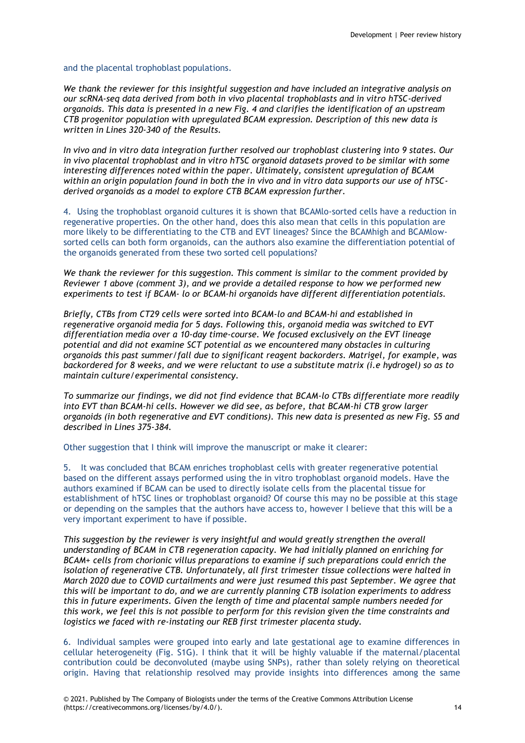and the placental trophoblast populations.

*We thank the reviewer for this insightful suggestion and have included an integrative analysis on our scRNA-seq data derived from both in vivo placental trophoblasts and in vitro hTSC-derived organoids. This data is presented in a new Fig. 4 and clarifies the identification of an upstream CTB progenitor population with upregulated BCAM expression. Description of this new data is written in Lines 320-340 of the Results.*

*In vivo and in vitro data integration further resolved our trophoblast clustering into 9 states. Our in vivo placental trophoblast and in vitro hTSC organoid datasets proved to be similar with some interesting differences noted within the paper. Ultimately, consistent upregulation of BCAM within an origin population found in both the in vivo and in vitro data supports our use of hTSC-derived organoids as a model to explore CTB BCAM expression further.*

4. Using the trophoblast organoid cultures it is shown that BCAMlo-sorted cells have a reduction in regenerative properties. On the other hand, does this also mean that cells in this population are more likely to be differentiating to the CTB and EVT lineages? Since the BCAMhigh and BCAMlow-sorted cells can both form organoids, can the authors also examine the differentiation potential of the organoids generated from these two sorted cell populations?

*We thank the reviewer for this suggestion. This comment is similar to the comment provided by Reviewer 1 above (comment 3), and we provide a detailed response to how we performed new experiments to test if BCAM- lo or BCAM-hi organoids have different differentiation potentials.*

*Briefly, CTBs from CT29 cells were sorted into BCAM-lo and BCAM-hi and established in regenerative organoid media for 5 days. Following this, organoid media was switched to EVT differentiation media over a 10-day time-course. We focused exclusively on the EVT lineage potential and did not examine SCT potential as we encountered many obstacles in culturing organoids this past summer/fall due to significant reagent backorders. Matrigel, for example, was backordered for 8 weeks, and we were reluctant to use a substitute matrix (i.e hydrogel) so as to maintain culture/experimental consistency.*

*To summarize our findings, we did not find evidence that BCAM-lo CTBs differentiate more readily into EVT than BCAM-hi cells. However we did see, as before, that BCAM-hi CTB grow larger organoids (in both regenerative and EVT conditions). This new data is presented as new Fig. S5 and described in Lines 375-384.*

Other suggestion that I think will improve the manuscript or make it clearer:

5. It was concluded that BCAM enriches trophoblast cells with greater regenerative potential based on the different assays performed using the in vitro trophoblast organoid models. Have the authors examined if BCAM can be used to directly isolate cells from the placental tissue for establishment of hTSC lines or trophoblast organoid? Of course this may no be possible at this stage or depending on the samples that the authors have access to, however I believe that this will be a very important experiment to have if possible.

*This suggestion by the reviewer is very insightful and would greatly strengthen the overall understanding of BCAM in CTB regeneration capacity. We had initially planned on enriching for BCAM+ cells from chorionic villus preparations to examine if such preparations could enrich the isolation of regenerative CTB. Unfortunately, all first trimester tissue collections were halted in March 2020 due to COVID curtailments and were just resumed this past September. We agree that this will be important to do, and we are currently planning CTB isolation experiments to address this in future experiments. Given the length of time and placental sample numbers needed for this work, we feel this is not possible to perform for this revision given the time constraints and logistics we faced with re-instating our REB first trimester placenta study.*

6. Individual samples were grouped into early and late gestational age to examine differences in cellular heterogeneity (Fig. S1G). I think that it will be highly valuable if the maternal/placental contribution could be deconvoluted (maybe using SNPs), rather than solely relying on theoretical origin. Having that relationship resolved may provide insights into differences among the same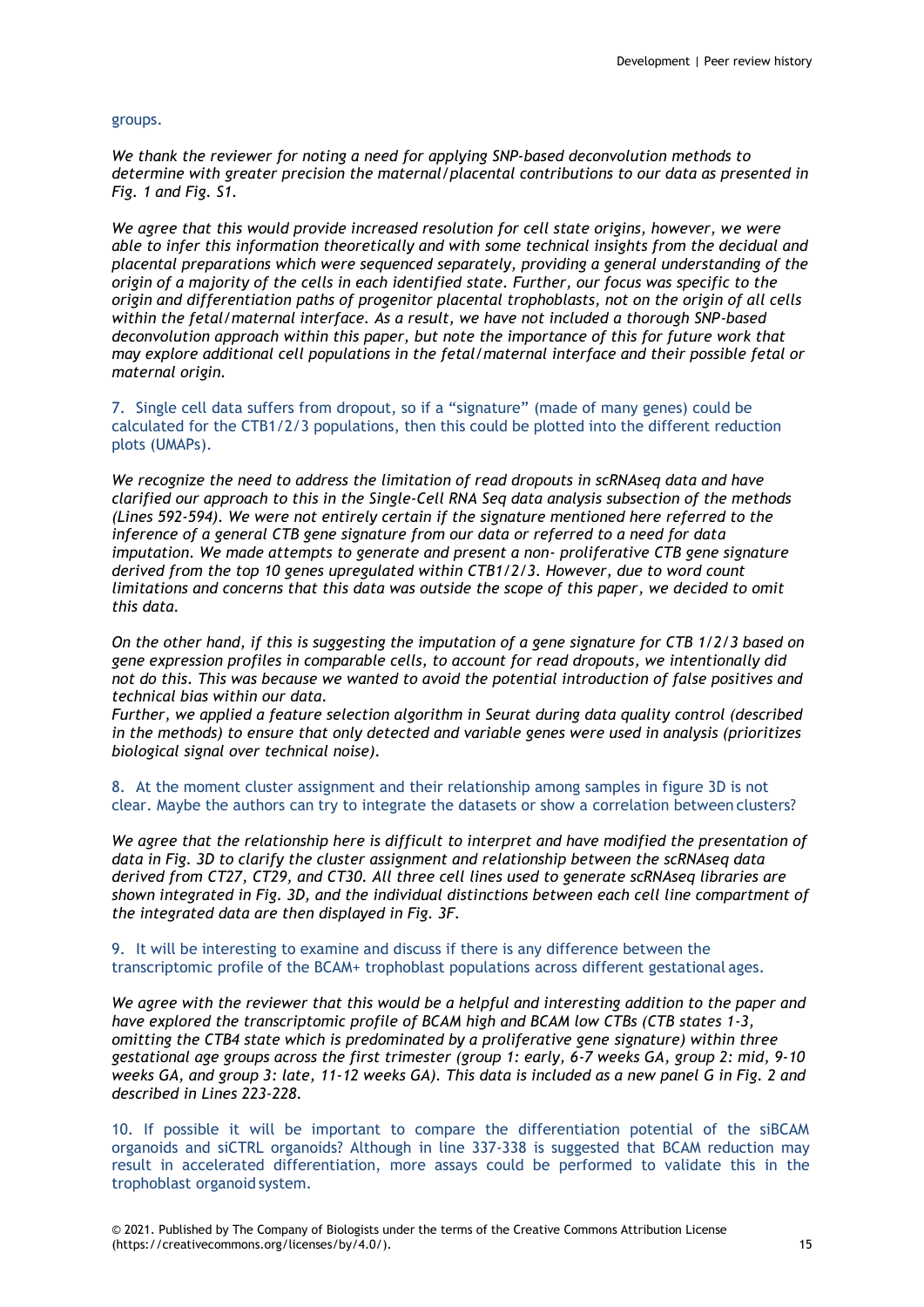groups.

*We thank the reviewer for noting a need for applying SNP-based deconvolution methods to determine with greater precision the maternal/placental contributions to our data as presented in Fig. 1 and Fig. S1.*

*We agree that this would provide increased resolution for cell state origins, however, we were able to infer this information theoretically and with some technical insights from the decidual and placental preparations which were sequenced separately, providing a general understanding of the origin of a majority of the cells in each identified state. Further, our focus was specific to the origin and differentiation paths of progenitor placental trophoblasts, not on the origin of all cells within the fetal/maternal interface. As a result, we have not included a thorough SNP-based deconvolution approach within this paper, but note the importance of this for future work that may explore additional cell populations in the fetal/maternal interface and their possible fetal or maternal origin.*

7. Single cell data suffers from dropout, so if a "signature" (made of many genes) could be calculated for the CTB1/2/3 populations, then this could be plotted into the different reduction plots (UMAPs).

*We recognize the need to address the limitation of read dropouts in scRNAseq data and have clarified our approach to this in the Single-Cell RNA Seq data analysis subsection of the methods (Lines 592-594). We were not entirely certain if the signature mentioned here referred to the inference of a general CTB gene signature from our data or referred to a need for data imputation. We made attempts to generate and present a non- proliferative CTB gene signature derived from the top 10 genes upregulated within CTB1/2/3. However, due to word count limitations and concerns that this data was outside the scope of this paper, we decided to omit this data.*

*On the other hand, if this is suggesting the imputation of a gene signature for CTB 1/2/3 based on gene expression profiles in comparable cells, to account for read dropouts, we intentionally did not do this. This was because we wanted to avoid the potential introduction of false positives and technical bias within our data.*
*Further, we applied a feature selection algorithm in Seurat during data quality control (described in the methods) to ensure that only detected and variable genes were used in analysis (prioritizes biological signal over technical noise).*

8. At the moment cluster assignment and their relationship among samples in figure 3D is not clear. Maybe the authors can try to integrate the datasets or show a correlation between clusters?

*We agree that the relationship here is difficult to interpret and have modified the presentation of data in Fig. 3D to clarify the cluster assignment and relationship between the scRNAseq data derived from CT27, CT29, and CT30. All three cell lines used to generate scRNAseq libraries are shown integrated in Fig. 3D, and the individual distinctions between each cell line compartment of the integrated data are then displayed in Fig. 3F.*

9. It will be interesting to examine and discuss if there is any difference between the transcriptomic profile of the BCAM+ trophoblast populations across different gestational ages.

*We agree with the reviewer that this would be a helpful and interesting addition to the paper and have explored the transcriptomic profile of BCAM high and BCAM low CTBs (CTB states 1-3, omitting the CTB4 state which is predominated by a proliferative gene signature) within three gestational age groups across the first trimester (group 1: early, 6-7 weeks GA, group 2: mid, 9-10 weeks GA, and group 3: late, 11-12 weeks GA). This data is included as a new panel G in Fig. 2 and described in Lines 223-228.*

10. If possible it will be important to compare the differentiation potential of the siBCAM organoids and siCTRL organoids? Although in line 337-338 is suggested that BCAM reduction may result in accelerated differentiation, more assays could be performed to validate this in the trophoblast organoid system.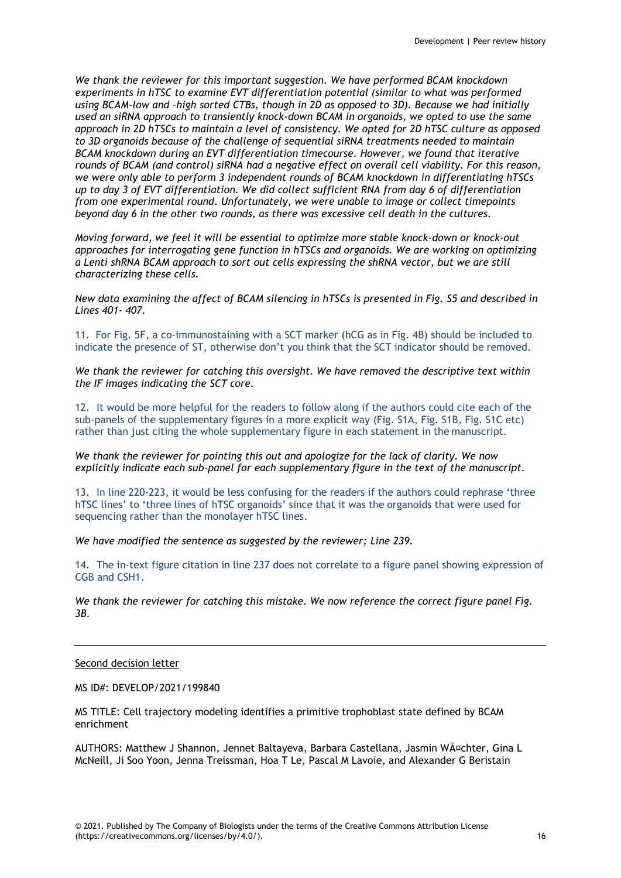*We thank the reviewer for this important suggestion. We have performed BCAM knockdown experiments in hTSC to examine EVT differentiation potential (similar to what was performed using BCAM-low and -high sorted CTBs, though in 2D as opposed to 3D). Because we had initially used an siRNA approach to transiently knock-down BCAM in organoids, we opted to use the same approach in 2D hTSCs to maintain a level of consistency. We opted for 2D hTSC culture as opposed to 3D organoids because of the challenge of sequential siRNA treatments needed to maintain BCAM knockdown during an EVT differentiation timecourse. However, we found that iterative rounds of BCAM (and control) siRNA had a negative effect on overall cell viability. For this reason, we were only able to perform 3 independent rounds of BCAM knockdown in differentiating hTSCs up to day 3 of EVT differentiation. We did collect sufficient RNA from day 6 of differentiation from one experimental round. Unfortunately, we were unable to image or collect timepoints beyond day 6 in the other two rounds, as there was excessive cell death in the cultures.*

*Moving forward, we feel it will be essential to optimize more stable knock-down or knock-out approaches for interrogating gene function in hTSCs and organoids. We are working on optimizing a Lenti shRNA BCAM approach to sort out cells expressing the shRNA vector, but we are still characterizing these cells.*

*New data examining the affect of BCAM silencing in hTSCs is presented in Fig. S5 and described in Lines 401- 407.*

11. For Fig. 5F, a co-immunostaining with a SCT marker (hCG as in Fig. 4B) should be included to indicate the presence of ST, otherwise don't you think that the SCT indicator should be removed.

*We thank the reviewer for catching this oversight. We have removed the descriptive text within the IF images indicating the SCT core.*

12. It would be more helpful for the readers to follow along if the authors could cite each of the sub-panels of the supplementary figures in a more explicit way (Fig. S1A, Fig. S1B, Fig. S1C etc) rather than just citing the whole supplementary figure in each statement in the manuscript.

*We thank the reviewer for pointing this out and apologize for the lack of clarity. We now explicitly indicate each sub-panel for each supplementary figure in the text of the manuscript.*

13. In line 220-223, it would be less confusing for the readers if the authors could rephrase 'three hTSC lines' to 'three lines of hTSC organoids' since that it was the organoids that were used for sequencing rather than the monolayer hTSC lines.

*We have modified the sentence as suggested by the reviewer; Line 239.*

14. The in-text figure citation in line 237 does not correlate to a figure panel showing expression of CGB and CSH1.

*We thank the reviewer for catching this mistake. We now reference the correct figure panel Fig. 3B.*

---

Second decision letter

MS ID#: DEVELOP/2021/199840

MS TITLE: Cell trajectory modeling identifies a primitive trophoblast state defined by BCAM enrichment

AUTHORS: Matthew J Shannon, Jennet Baltayeva, Barbara Castellana, Jasmin WÃ¤chter, Gina L McNeill, Ji Soo Yoon, Jenna Treissman, Hoa T Le, Pascal M Lavoie, and Alexander G Beristain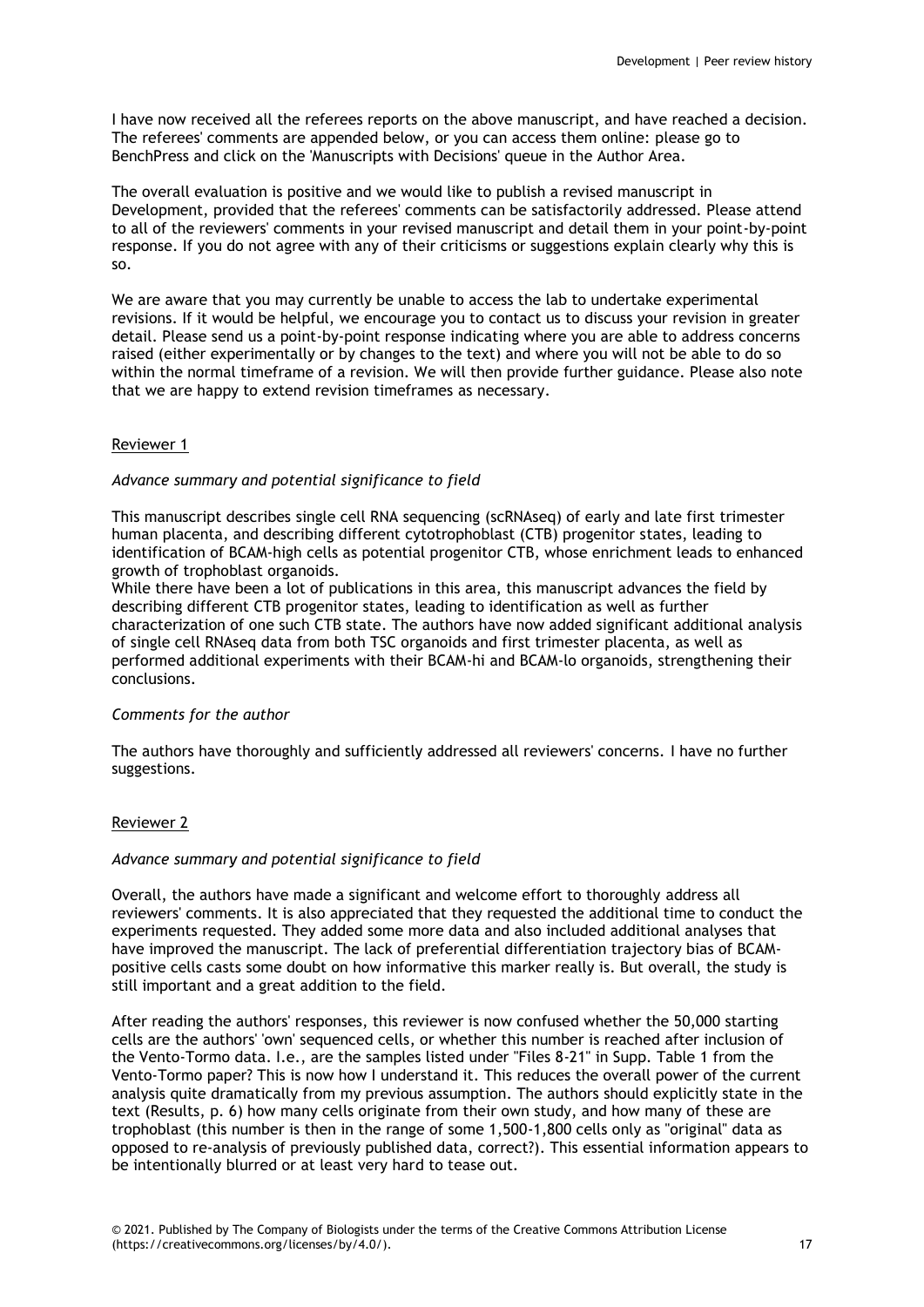I have now received all the referees reports on the above manuscript, and have reached a decision. The referees' comments are appended below, or you can access them online: please go to BenchPress and click on the 'Manuscripts with Decisions' queue in the Author Area.

The overall evaluation is positive and we would like to publish a revised manuscript in Development, provided that the referees' comments can be satisfactorily addressed. Please attend to all of the reviewers' comments in your revised manuscript and detail them in your point-by-point response. If you do not agree with any of their criticisms or suggestions explain clearly why this is so.

We are aware that you may currently be unable to access the lab to undertake experimental revisions. If it would be helpful, we encourage you to contact us to discuss your revision in greater detail. Please send us a point-by-point response indicating where you are able to address concerns raised (either experimentally or by changes to the text) and where you will not be able to do so within the normal timeframe of a revision. We will then provide further guidance. Please also note that we are happy to extend revision timeframes as necessary.

## Reviewer 1

*Advance summary and potential significance to field*

This manuscript describes single cell RNA sequencing (scRNAseq) of early and late first trimester human placenta, and describing different cytotrophoblast (CTB) progenitor states, leading to identification of BCAM-high cells as potential progenitor CTB, whose enrichment leads to enhanced growth of trophoblast organoids.

While there have been a lot of publications in this area, this manuscript advances the field by describing different CTB progenitor states, leading to identification as well as further characterization of one such CTB state. The authors have now added significant additional analysis of single cell RNAseq data from both TSC organoids and first trimester placenta, as well as performed additional experiments with their BCAM-hi and BCAM-lo organoids, strengthening their conclusions.

*Comments for the author*

The authors have thoroughly and sufficiently addressed all reviewers' concerns. I have no further suggestions.

## Reviewer 2

*Advance summary and potential significance to field*

Overall, the authors have made a significant and welcome effort to thoroughly address all reviewers' comments. It is also appreciated that they requested the additional time to conduct the experiments requested. They added some more data and also included additional analyses that have improved the manuscript. The lack of preferential differentiation trajectory bias of BCAM-positive cells casts some doubt on how informative this marker really is. But overall, the study is still important and a great addition to the field.

After reading the authors' responses, this reviewer is now confused whether the 50,000 starting cells are the authors' 'own' sequenced cells, or whether this number is reached after inclusion of the Vento-Tormo data. I.e., are the samples listed under "Files 8-21" in Supp. Table 1 from the Vento-Tormo paper? This is now how I understand it. This reduces the overall power of the current analysis quite dramatically from my previous assumption. The authors should explicitly state in the text (Results, p. 6) how many cells originate from their own study, and how many of these are trophoblast (this number is then in the range of some 1,500-1,800 cells only as "original" data as opposed to re-analysis of previously published data, correct?). This essential information appears to be intentionally blurred or at least very hard to tease out.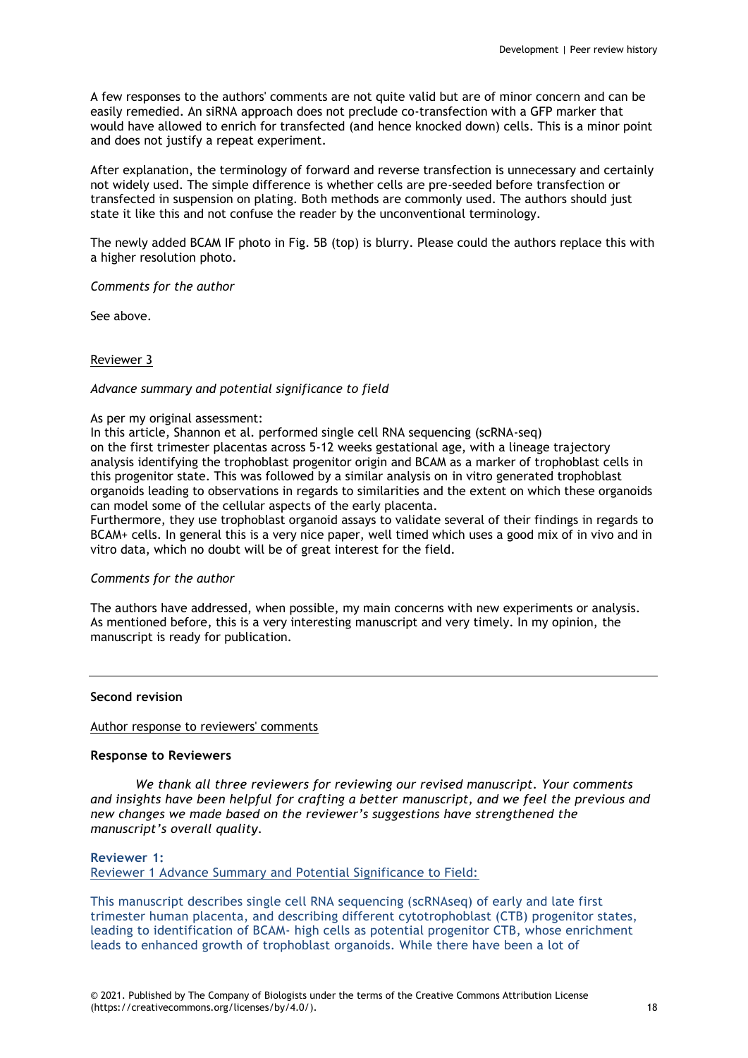A few responses to the authors' comments are not quite valid but are of minor concern and can be easily remedied. An siRNA approach does not preclude co-transfection with a GFP marker that would have allowed to enrich for transfected (and hence knocked down) cells. This is a minor point and does not justify a repeat experiment.

After explanation, the terminology of forward and reverse transfection is unnecessary and certainly not widely used. The simple difference is whether cells are pre-seeded before transfection or transfected in suspension on plating. Both methods are commonly used. The authors should just state it like this and not confuse the reader by the unconventional terminology.

The newly added BCAM IF photo in Fig. 5B (top) is blurry. Please could the authors replace this with a higher resolution photo.

*Comments for the author*

See above.

Reviewer 3

*Advance summary and potential significance to field*

As per my original assessment:
In this article, Shannon et al. performed single cell RNA sequencing (scRNA-seq) on the first trimester placentas across 5-12 weeks gestational age, with a lineage trajectory analysis identifying the trophoblast progenitor origin and BCAM as a marker of trophoblast cells in this progenitor state. This was followed by a similar analysis on in vitro generated trophoblast organoids leading to observations in regards to similarities and the extent on which these organoids can model some of the cellular aspects of the early placenta.
Furthermore, they use trophoblast organoid assays to validate several of their findings in regards to BCAM+ cells. In general this is a very nice paper, well timed which uses a good mix of in vivo and in vitro data, which no doubt will be of great interest for the field.

*Comments for the author*

The authors have addressed, when possible, my main concerns with new experiments or analysis. As mentioned before, this is a very interesting manuscript and very timely. In my opinion, the manuscript is ready for publication.

---

**Second revision**

Author response to reviewers' comments

**Response to Reviewers**

*We thank all three reviewers for reviewing our revised manuscript. Your comments and insights have been helpful for crafting a better manuscript, and we feel the previous and new changes we made based on the reviewer's suggestions have strengthened the manuscript's overall quality.*

**Reviewer 1:**
Reviewer 1 Advance Summary and Potential Significance to Field:

This manuscript describes single cell RNA sequencing (scRNAseq) of early and late first trimester human placenta, and describing different cytotrophoblast (CTB) progenitor states, leading to identification of BCAM- high cells as potential progenitor CTB, whose enrichment leads to enhanced growth of trophoblast organoids. While there have been a lot of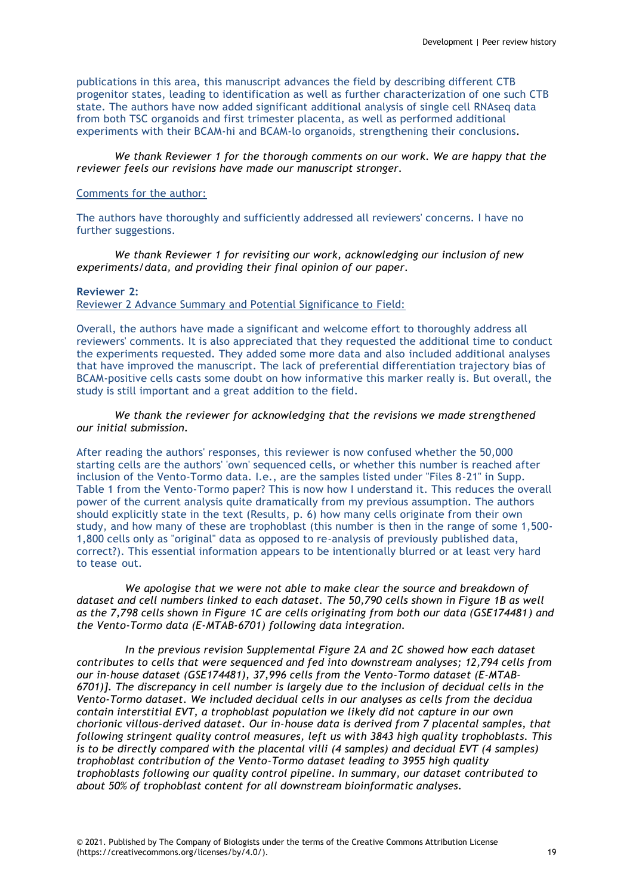publications in this area, this manuscript advances the field by describing different CTB progenitor states, leading to identification as well as further characterization of one such CTB state. The authors have now added significant additional analysis of single cell RNAseq data from both TSC organoids and first trimester placenta, as well as performed additional experiments with their BCAM-hi and BCAM-lo organoids, strengthening their conclusions.

*We thank Reviewer 1 for the thorough comments on our work. We are happy that the reviewer feels our revisions have made our manuscript stronger.*

Comments for the author:

The authors have thoroughly and sufficiently addressed all reviewers' concerns. I have no further suggestions.

*We thank Reviewer 1 for revisiting our work, acknowledging our inclusion of new experiments/data, and providing their final opinion of our paper.*

**Reviewer 2:**

Reviewer 2 Advance Summary and Potential Significance to Field:

Overall, the authors have made a significant and welcome effort to thoroughly address all reviewers' comments. It is also appreciated that they requested the additional time to conduct the experiments requested. They added some more data and also included additional analyses that have improved the manuscript. The lack of preferential differentiation trajectory bias of BCAM-positive cells casts some doubt on how informative this marker really is. But overall, the study is still important and a great addition to the field.

*We thank the reviewer for acknowledging that the revisions we made strengthened our initial submission.*

After reading the authors' responses, this reviewer is now confused whether the 50,000 starting cells are the authors' 'own' sequenced cells, or whether this number is reached after inclusion of the Vento-Tormo data. I.e., are the samples listed under "Files 8-21" in Supp. Table 1 from the Vento-Tormo paper? This is now how I understand it. This reduces the overall power of the current analysis quite dramatically from my previous assumption. The authors should explicitly state in the text (Results, p. 6) how many cells originate from their own study, and how many of these are trophoblast (this number is then in the range of some 1,500-1,800 cells only as "original" data as opposed to re-analysis of previously published data, correct?). This essential information appears to be intentionally blurred or at least very hard to tease out.

*We apologise that we were not able to make clear the source and breakdown of dataset and cell numbers linked to each dataset. The 50,790 cells shown in Figure 1B as well as the 7,798 cells shown in Figure 1C are cells originating from both our data (GSE174481) and the Vento-Tormo data (E-MTAB-6701) following data integration.*

*In the previous revision Supplemental Figure 2A and 2C showed how each dataset contributes to cells that were sequenced and fed into downstream analyses; 12,794 cells from our in-house dataset (GSE174481), 37,996 cells from the Vento-Tormo dataset (E-MTAB-6701)]. The discrepancy in cell number is largely due to the inclusion of decidual cells in the Vento-Tormo dataset. We included decidual cells in our analyses as cells from the decidua contain interstitial EVT, a trophoblast population we likely did not capture in our own chorionic villous-derived dataset. Our in-house data is derived from 7 placental samples, that following stringent quality control measures, left us with 3843 high quality trophoblasts. This is to be directly compared with the placental villi (4 samples) and decidual EVT (4 samples) trophoblast contribution of the Vento-Tormo dataset leading to 3955 high quality trophoblasts following our quality control pipeline. In summary, our dataset contributed to about 50% of trophoblast content for all downstream bioinformatic analyses.*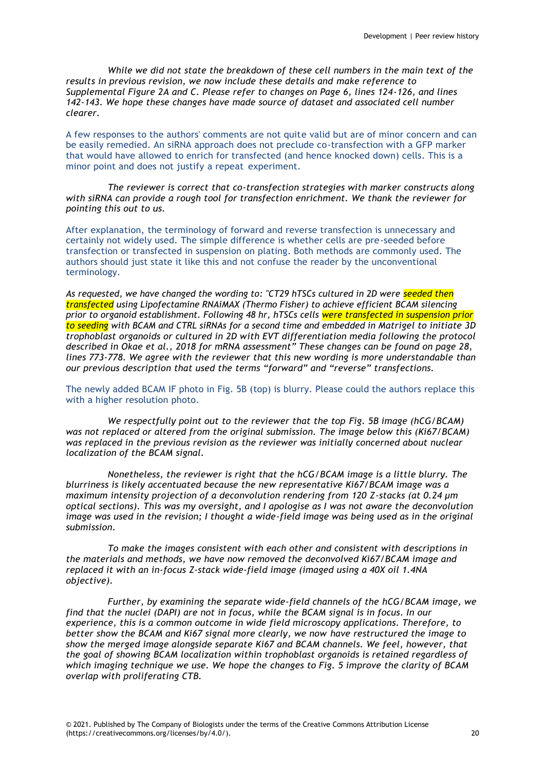*While we did not state the breakdown of these cell numbers in the main text of the results in previous revision, we now include these details and make reference to Supplemental Figure 2A and C. Please refer to changes on Page 6, lines 124-126, and lines 142-143. We hope these changes have made source of dataset and associated cell number clearer.*

A few responses to the authors' comments are not quite valid but are of minor concern and can be easily remedied. An siRNA approach does not preclude co-transfection with a GFP marker that would have allowed to enrich for transfected (and hence knocked down) cells. This is a minor point and does not justify a repeat experiment.

*The reviewer is correct that co-transfection strategies with marker constructs along with siRNA can provide a rough tool for transfection enrichment. We thank the reviewer for pointing this out to us.*

After explanation, the terminology of forward and reverse transfection is unnecessary and certainly not widely used. The simple difference is whether cells are pre-seeded before transfection or transfected in suspension on plating. Both methods are commonly used. The authors should just state it like this and not confuse the reader by the unconventional terminology.

*As requested, we have changed the wording to: "CT29 hTSCs cultured in 2D were seeded then transfected using Lipofectamine RNAiMAX (Thermo Fisher) to achieve efficient BCAM silencing prior to organoid establishment. Following 48 hr, hTSCs cells were transfected in suspension prior to seeding with BCAM and CTRL siRNAs for a second time and embedded in Matrigel to initiate 3D trophoblast organoids or cultured in 2D with EVT differentiation media following the protocol described in Okae et al., 2018 for mRNA assessment" These changes can be found on page 28, lines 773-778. We agree with the reviewer that this new wording is more understandable than our previous description that used the terms "forward" and "reverse" transfections.*

The newly added BCAM IF photo in Fig. 5B (top) is blurry. Please could the authors replace this with a higher resolution photo.

*We respectfully point out to the reviewer that the top Fig. 5B image (hCG/BCAM) was not replaced or altered from the original submission. The image below this (Ki67/BCAM) was replaced in the previous revision as the reviewer was initially concerned about nuclear localization of the BCAM signal.*

*Nonetheless, the reviewer is right that the hCG/BCAM image is a little blurry. The blurriness is likely accentuated because the new representative Ki67/BCAM image was a maximum intensity projection of a deconvolution rendering from 120 Z-stacks (at 0.24 μm optical sections). This was my oversight, and I apologise as I was not aware the deconvolution image was used in the revision; I thought a wide-field image was being used as in the original submission.*

*To make the images consistent with each other and consistent with descriptions in the materials and methods, we have now removed the deconvolved Ki67/BCAM image and replaced it with an in-focus Z-stack wide-field image (imaged using a 40X oil 1.4NA objective).*

*Further, by examining the separate wide-field channels of the hCG/BCAM image, we find that the nuclei (DAPI) are not in focus, while the BCAM signal is in focus. In our experience, this is a common outcome in wide field microscopy applications. Therefore, to better show the BCAM and Ki67 signal more clearly, we now have restructured the image to show the merged image alongside separate Ki67 and BCAM channels. We feel, however, that the goal of showing BCAM localization within trophoblast organoids is retained regardless of which imaging technique we use. We hope the changes to Fig. 5 improve the clarity of BCAM overlap with proliferating CTB.*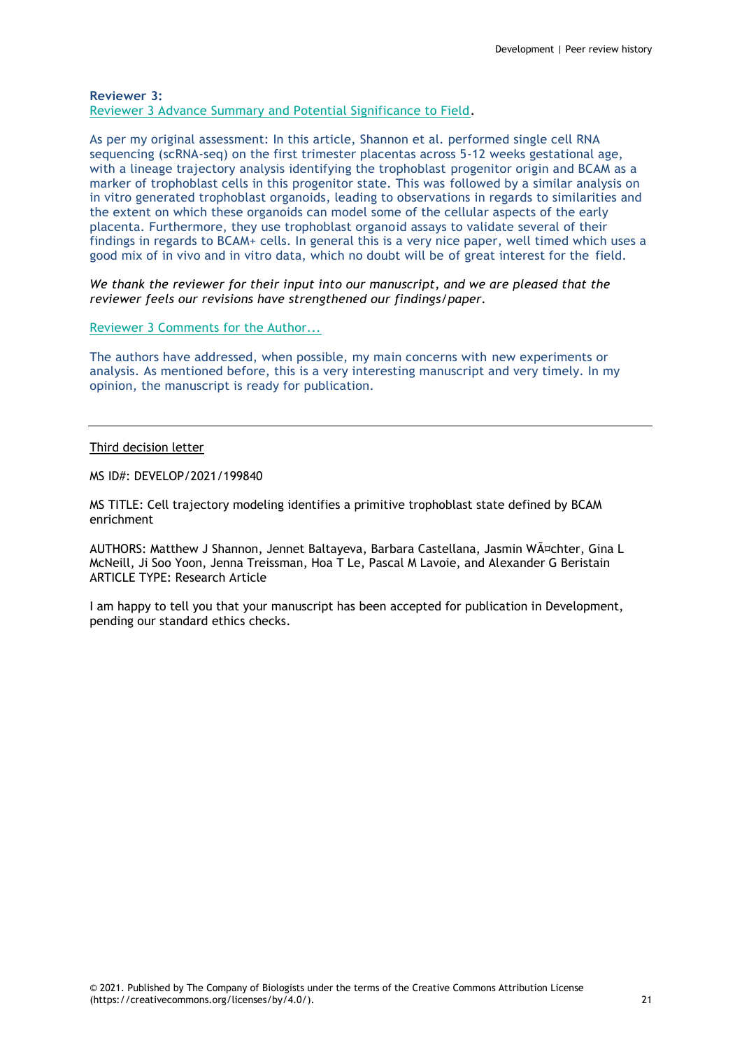**Reviewer 3:**

Reviewer 3 Advance Summary and Potential Significance to Field.

As per my original assessment: In this article, Shannon et al. performed single cell RNA sequencing (scRNA-seq) on the first trimester placentas across 5-12 weeks gestational age, with a lineage trajectory analysis identifying the trophoblast progenitor origin and BCAM as a marker of trophoblast cells in this progenitor state. This was followed by a similar analysis on in vitro generated trophoblast organoids, leading to observations in regards to similarities and the extent on which these organoids can model some of the cellular aspects of the early placenta. Furthermore, they use trophoblast organoid assays to validate several of their findings in regards to BCAM+ cells. In general this is a very nice paper, well timed which uses a good mix of in vivo and in vitro data, which no doubt will be of great interest for the field.

*We thank the reviewer for their input into our manuscript, and we are pleased that the reviewer feels our revisions have strengthened our findings/paper.*

Reviewer 3 Comments for the Author...

The authors have addressed, when possible, my main concerns with new experiments or analysis. As mentioned before, this is a very interesting manuscript and very timely. In my opinion, the manuscript is ready for publication.

---

Third decision letter

MS ID#: DEVELOP/2021/199840

MS TITLE: Cell trajectory modeling identifies a primitive trophoblast state defined by BCAM enrichment

AUTHORS: Matthew J Shannon, Jennet Baltayeva, Barbara Castellana, Jasmin WÃ¤chter, Gina L McNeill, Ji Soo Yoon, Jenna Treissman, Hoa T Le, Pascal M Lavoie, and Alexander G Beristain
ARTICLE TYPE: Research Article

I am happy to tell you that your manuscript has been accepted for publication in Development, pending our standard ethics checks.